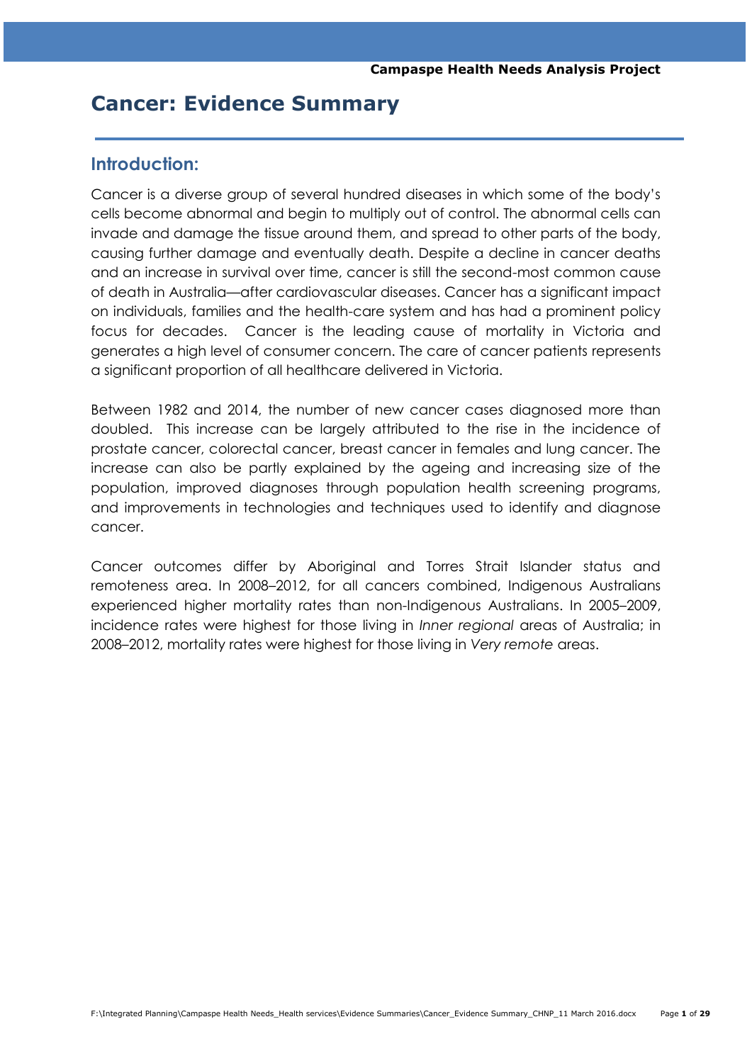# Cancer: Evidence Summary

## Introduction:

Cancer is a diverse group of several hundred diseases in which some of the body's cells become abnormal and begin to multiply out of control. The abnormal cells can invade and damage the tissue around them, and spread to other parts of the body, causing further damage and eventually death. Despite a decline in cancer deaths and an increase in survival over time, cancer is still the second-most common cause of death in Australia—after cardiovascular diseases. Cancer has a significant impact on individuals, families and the health-care system and has had a prominent policy focus for decades. Cancer is the leading cause of mortality in Victoria and generates a high level of consumer concern. The care of cancer patients represents a significant proportion of all healthcare delivered in Victoria.

Between 1982 and 2014, the number of new cancer cases diagnosed more than doubled. This increase can be largely attributed to the rise in the incidence of prostate cancer, colorectal cancer, breast cancer in females and lung cancer. The increase can also be partly explained by the ageing and increasing size of the population, improved diagnoses through population health screening programs, and improvements in technologies and techniques used to identify and diagnose cancer.

Cancer outcomes differ by Aboriginal and Torres Strait Islander status and remoteness area. In 2008–2012, for all cancers combined, Indigenous Australians experienced higher mortality rates than non-Indigenous Australians. In 2005–2009, incidence rates were highest for those living in *Inner regional* areas of Australia; in 2008–2012, mortality rates were highest for those living in *Very remote* areas.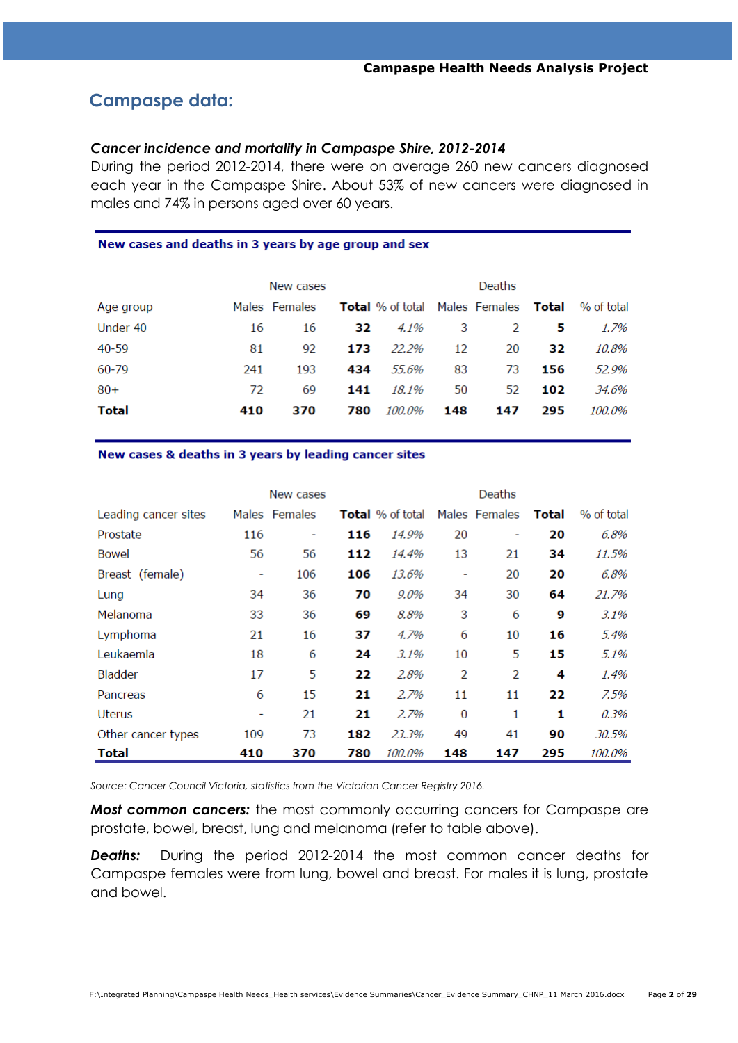## Campaspe data:

***Cancer incidence and mortality in Campaspe Shire, 2012-2014***

During the period 2012-2014, there were on average 260 new cancers diagnosed each year in the Campaspe Shire. About 53% of new cancers were diagnosed in males and 74% in persons aged over 60 years.

**New cases and deaths in 3 years by age group and sex**

| | New cases | | | | Deaths | | | |
|---|---|---|---|---|---|---|---|---|
| Age group | Males | Females | **Total** | % of total | Males | Females | **Total** | % of total |
| Under 40 | 16 | 16 | **32** | *4.1%* | 3 | 2 | **5** | *1.7%* |
| 40-59 | 81 | 92 | **173** | *22.2%* | 12 | 20 | **32** | *10.8%* |
| 60-79 | 241 | 193 | **434** | *55.6%* | 83 | 73 | **156** | *52.9%* |
| 80+ | 72 | 69 | **141** | *18.1%* | 50 | 52 | **102** | *34.6%* |
| **Total** | **410** | **370** | **780** | *100.0%* | **148** | **147** | **295** | *100.0%* |

**New cases & deaths in 3 years by leading cancer sites**

| | New cases | | | | Deaths | | | |
|---|---|---|---|---|---|---|---|---|
| Leading cancer sites | Males | Females | **Total** | % of total | Males | Females | **Total** | % of total |
| Prostate | 116 | - | **116** | *14.9%* | 20 | - | **20** | *6.8%* |
| Bowel | 56 | 56 | **112** | *14.4%* | 13 | 21 | **34** | *11.5%* |
| Breast (female) | - | 106 | **106** | *13.6%* | - | 20 | **20** | *6.8%* |
| Lung | 34 | 36 | **70** | *9.0%* | 34 | 30 | **64** | *21.7%* |
| Melanoma | 33 | 36 | **69** | *8.8%* | 3 | 6 | **9** | *3.1%* |
| Lymphoma | 21 | 16 | **37** | *4.7%* | 6 | 10 | **16** | *5.4%* |
| Leukaemia | 18 | 6 | **24** | *3.1%* | 10 | 5 | **15** | *5.1%* |
| Bladder | 17 | 5 | **22** | *2.8%* | 2 | 2 | **4** | *1.4%* |
| Pancreas | 6 | 15 | **21** | *2.7%* | 11 | 11 | **22** | *7.5%* |
| Uterus | - | 21 | **21** | *2.7%* | 0 | 1 | **1** | *0.3%* |
| Other cancer types | 109 | 73 | **182** | *23.3%* | 49 | 41 | **90** | *30.5%* |
| **Total** | **410** | **370** | **780** | *100.0%* | **148** | **147** | **295** | *100.0%* |

*Source: Cancer Council Victoria, statistics from the Victorian Cancer Registry 2016.*

***Most common cancers:*** the most commonly occurring cancers for Campaspe are prostate, bowel, breast, lung and melanoma (refer to table above).

***Deaths:*** During the period 2012-2014 the most common cancer deaths for Campaspe females were from lung, bowel and breast. For males it is lung, prostate and bowel.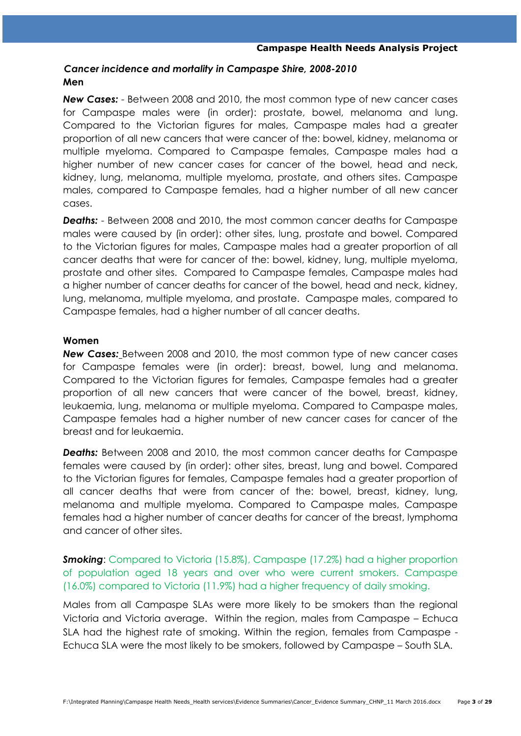## *Cancer incidence and mortality in Campaspe Shire, 2008-2010*

### Men

***New Cases:*** - Between 2008 and 2010, the most common type of new cancer cases for Campaspe males were (in order): prostate, bowel, melanoma and lung. Compared to the Victorian figures for males, Campaspe males had a greater proportion of all new cancers that were cancer of the: bowel, kidney, melanoma or multiple myeloma. Compared to Campaspe females, Campaspe males had a higher number of new cancer cases for cancer of the bowel, head and neck, kidney, lung, melanoma, multiple myeloma, prostate, and others sites. Campaspe males, compared to Campaspe females, had a higher number of all new cancer cases.

***Deaths:*** - Between 2008 and 2010, the most common cancer deaths for Campaspe males were caused by (in order): other sites, lung, prostate and bowel. Compared to the Victorian figures for males, Campaspe males had a greater proportion of all cancer deaths that were for cancer of the: bowel, kidney, lung, multiple myeloma, prostate and other sites. Compared to Campaspe females, Campaspe males had a higher number of cancer deaths for cancer of the bowel, head and neck, kidney, lung, melanoma, multiple myeloma, and prostate. Campaspe males, compared to Campaspe females, had a higher number of all cancer deaths.

### Women

***New Cases:*** Between 2008 and 2010, the most common type of new cancer cases for Campaspe females were (in order): breast, bowel, lung and melanoma. Compared to the Victorian figures for females, Campaspe females had a greater proportion of all new cancers that were cancer of the bowel, breast, kidney, leukaemia, lung, melanoma or multiple myeloma. Compared to Campaspe males, Campaspe females had a higher number of new cancer cases for cancer of the breast and for leukaemia.

***Deaths:*** Between 2008 and 2010, the most common cancer deaths for Campaspe females were caused by (in order): other sites, breast, lung and bowel. Compared to the Victorian figures for females, Campaspe females had a greater proportion of all cancer deaths that were from cancer of the: bowel, breast, kidney, lung, melanoma and multiple myeloma. Compared to Campaspe males, Campaspe females had a higher number of cancer deaths for cancer of the breast, lymphoma and cancer of other sites.

***Smoking***: Compared to Victoria (15.8%), Campaspe (17.2%) had a higher proportion of population aged 18 years and over who were current smokers. Campaspe (16.0%) compared to Victoria (11.9%) had a higher frequency of daily smoking.

Males from all Campaspe SLAs were more likely to be smokers than the regional Victoria and Victoria average. Within the region, males from Campaspe – Echuca SLA had the highest rate of smoking. Within the region, females from Campaspe - Echuca SLA were the most likely to be smokers, followed by Campaspe – South SLA.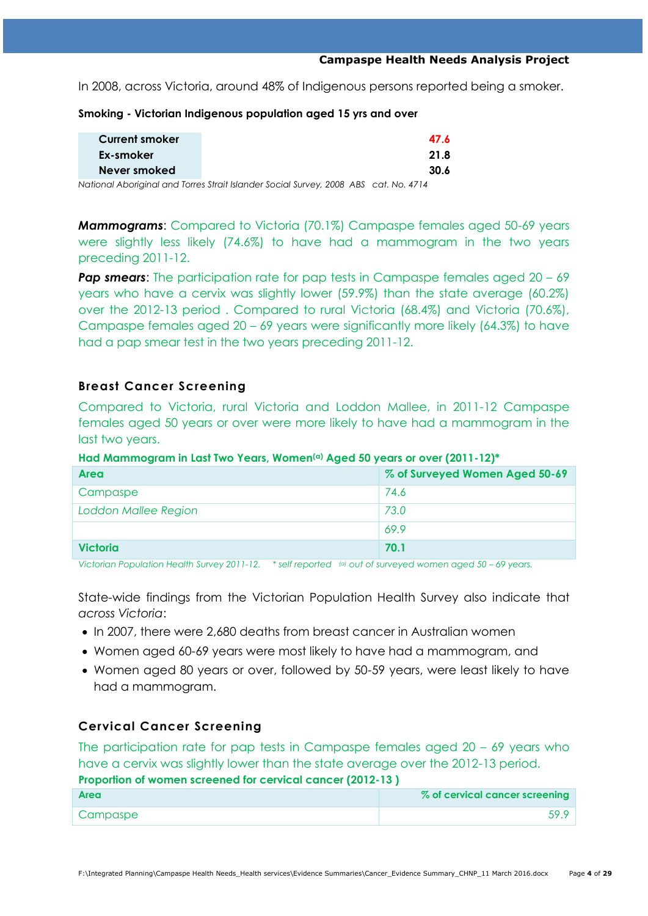In 2008, across Victoria, around 48% of Indigenous persons reported being a smoker.

**Smoking - Victorian Indigenous population aged 15 yrs and over**

| | |
|---|---|
| **Current smoker** | **47.6** |
| **Ex-smoker** | **21.8** |
| **Never smoked** | **30.6** |

*National Aboriginal and Torres Strait Islander Social Survey, 2008 ABS cat. No. 4714*

***Mammograms***: Compared to Victoria (70.1%) Campaspe females aged 50-69 years were slightly less likely (74.6%) to have had a mammogram in the two years preceding 2011-12.

***Pap smears***: The participation rate for pap tests in Campaspe females aged 20 – 69 years who have a cervix was slightly lower (59.9%) than the state average (60.2%) over the 2012-13 period . Compared to rural Victoria (68.4%) and Victoria (70.6%), Campaspe females aged 20 – 69 years were significantly more likely (64.3%) to have had a pap smear test in the two years preceding 2011-12.

## Breast Cancer Screening

Compared to Victoria, rural Victoria and Loddon Mallee, in 2011-12 Campaspe females aged 50 years or over were more likely to have had a mammogram in the last two years.

**Had Mammogram in Last Two Years, Women[(a)] Aged 50 years or over (2011-12)***

| Area | % of Surveyed Women Aged 50-69 |
|---|---|
| Campaspe | 74.6 |
| *Loddon Mallee Region* | *73.0* |
| | 69.9 |
| **Victoria** | **70.1** |

*Victorian Population Health Survey 2011-12. * self reported [(a)] out of surveyed women aged 50 – 69 years.*

State-wide findings from the Victorian Population Health Survey also indicate that *across Victoria*:

- In 2007, there were 2,680 deaths from breast cancer in Australian women
- Women aged 60-69 years were most likely to have had a mammogram, and
- Women aged 80 years or over, followed by 50-59 years, were least likely to have had a mammogram.

## Cervical Cancer Screening

The participation rate for pap tests in Campaspe females aged 20 – 69 years who have a cervix was slightly lower than the state average over the 2012-13 period.

**Proportion of women screened for cervical cancer (2012-13 )**

| Area | % of cervical cancer screening |
|---|---|
| Campaspe | 59.9 |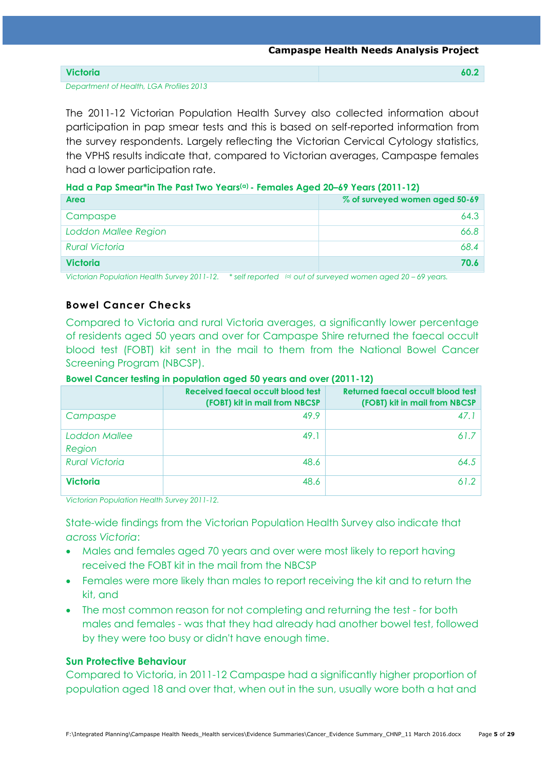| Victoria | 60.2 |
|---|---|

*Department of Health, LGA Profiles 2013*

The 2011-12 Victorian Population Health Survey also collected information about participation in pap smear tests and this is based on self-reported information from the survey respondents. Largely reflecting the Victorian Cervical Cytology statistics, the VPHS results indicate that, compared to Victorian averages, Campaspe females had a lower participation rate.

**Had a Pap Smear*in The Past Two Years[(a)] - Females Aged 20–69 Years (2011-12)**

| Area | % of surveyed women aged 50-69 |
|---|---|
| Campaspe | 64.3 |
| *Loddon Mallee Region* | *66.8* |
| *Rural Victoria* | *68.4* |
| **Victoria** | **70.6** |

*Victorian Population Health Survey 2011-12. * self reported [(a)] out of surveyed women aged 20 – 69 years.*

### Bowel Cancer Checks

Compared to Victoria and rural Victoria averages, a significantly lower percentage of residents aged 50 years and over for Campaspe Shire returned the faecal occult blood test (FOBT) kit sent in the mail to them from the National Bowel Cancer Screening Program (NBCSP).

**Bowel Cancer testing in population aged 50 years and over (2011-12)**

| | Received faecal occult blood test (FOBT) kit in mail from NBCSP | Returned faecal occult blood test (FOBT) kit in mail from NBCSP |
|---|---|---|
| *Campaspe* | 49.9 | *47.1* |
| *Loddon Mallee Region* | 49.1 | *61.7* |
| *Rural Victoria* | 48.6 | *64.5* |
| **Victoria** | 48.6 | *61.2* |

*Victorian Population Health Survey 2011-12.*

State-wide findings from the Victorian Population Health Survey also indicate that *across Victoria*:

- Males and females aged 70 years and over were most likely to report having received the FOBT kit in the mail from the NBCSP
- Females were more likely than males to report receiving the kit and to return the kit, and
- The most common reason for not completing and returning the test - for both males and females - was that they had already had another bowel test, followed by they were too busy or didn't have enough time.

### Sun Protective Behaviour

Compared to Victoria, in 2011-12 Campaspe had a significantly higher proportion of population aged 18 and over that, when out in the sun, usually wore both a hat and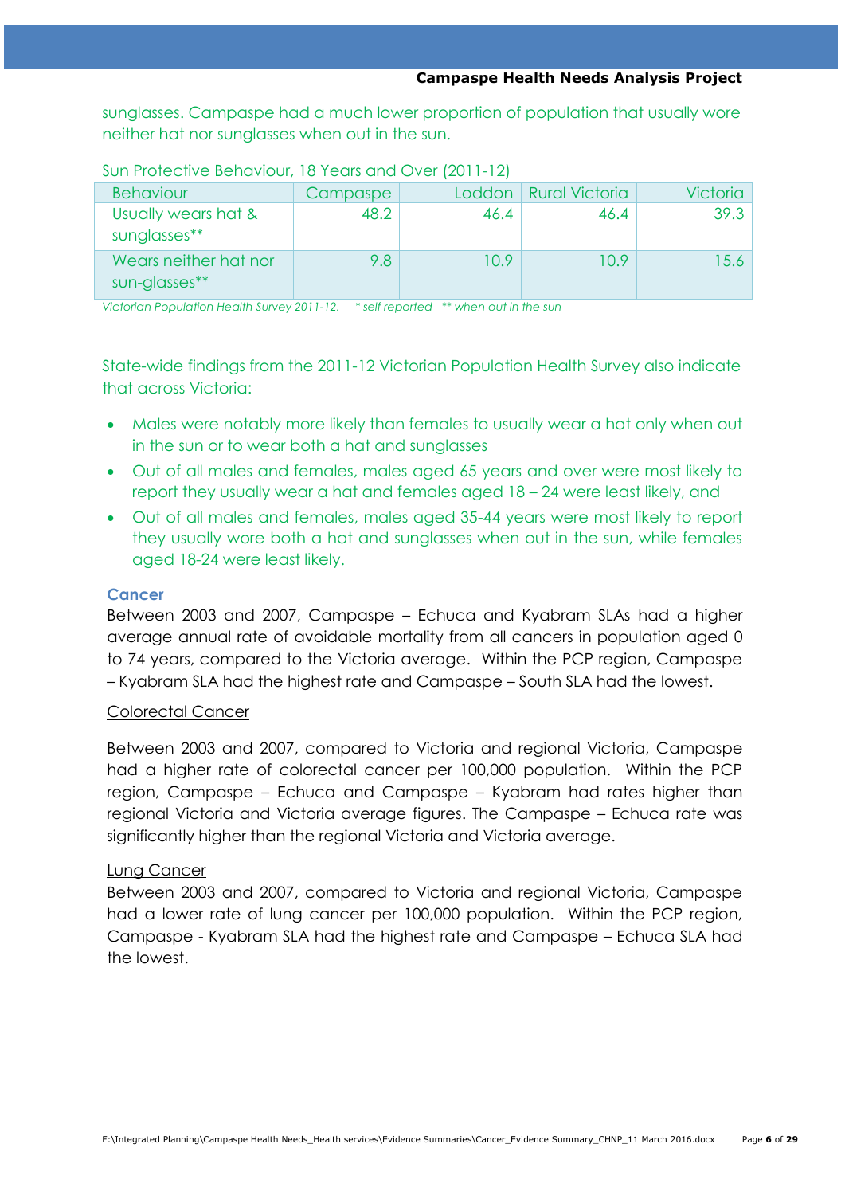sunglasses. Campaspe had a much lower proportion of population that usually wore neither hat nor sunglasses when out in the sun.

Sun Protective Behaviour, 18 Years and Over (2011-12)

| Behaviour | Campaspe | Loddon | Rural Victoria | Victoria |
|---|---|---|---|---|
| Usually wears hat & sunglasses** | 48.2 | 46.4 | 46.4 | 39.3 |
| Wears neither hat nor sun-glasses** | 9.8 | 10.9 | 10.9 | 15.6 |

*Victorian Population Health Survey 2011-12. * self reported ** when out in the sun*

State-wide findings from the 2011-12 Victorian Population Health Survey also indicate that across Victoria:

- Males were notably more likely than females to usually wear a hat only when out in the sun or to wear both a hat and sunglasses
- Out of all males and females, males aged 65 years and over were most likely to report they usually wear a hat and females aged 18 – 24 were least likely, and
- Out of all males and females, males aged 35-44 years were most likely to report they usually wore both a hat and sunglasses when out in the sun, while females aged 18-24 were least likely.

### Cancer

Between 2003 and 2007, Campaspe – Echuca and Kyabram SLAs had a higher average annual rate of avoidable mortality from all cancers in population aged 0 to 74 years, compared to the Victoria average. Within the PCP region, Campaspe – Kyabram SLA had the highest rate and Campaspe – South SLA had the lowest.

#### Colorectal Cancer

Between 2003 and 2007, compared to Victoria and regional Victoria, Campaspe had a higher rate of colorectal cancer per 100,000 population. Within the PCP region, Campaspe – Echuca and Campaspe – Kyabram had rates higher than regional Victoria and Victoria average figures. The Campaspe – Echuca rate was significantly higher than the regional Victoria and Victoria average.

#### Lung Cancer

Between 2003 and 2007, compared to Victoria and regional Victoria, Campaspe had a lower rate of lung cancer per 100,000 population. Within the PCP region, Campaspe - Kyabram SLA had the highest rate and Campaspe – Echuca SLA had the lowest.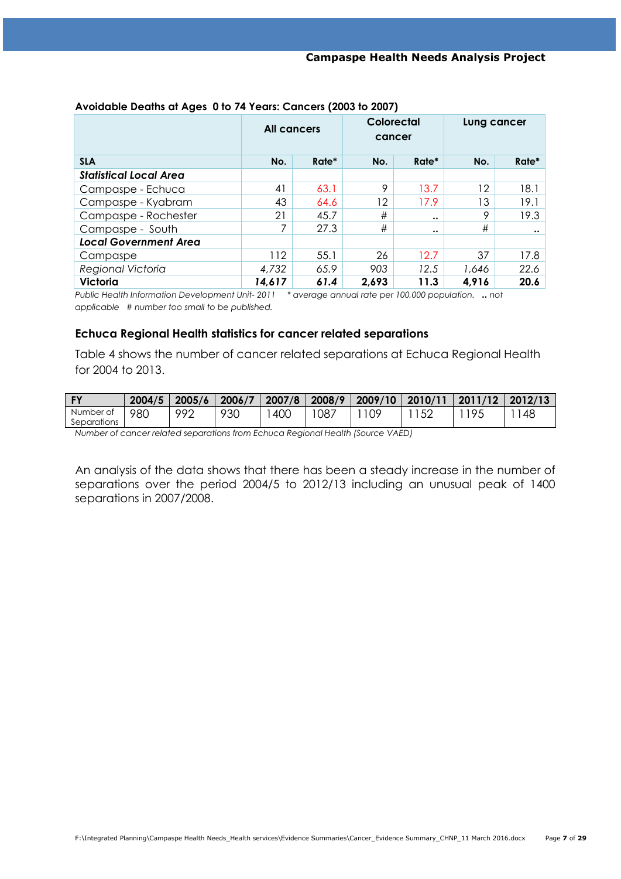**Avoidable Deaths at Ages 0 to 74 Years: Cancers (2003 to 2007)**

| | All cancers | | Colorectal cancer | | Lung cancer | |
|---|---|---|---|---|---|---|
| **SLA** | **No.** | **Rate*** | **No.** | **Rate*** | **No.** | **Rate*** |
| ***Statistical Local Area*** | | | | | | |
| Campaspe - Echuca | 41 | 63.1 | 9 | 13.7 | 12 | 18.1 |
| Campaspe - Kyabram | 43 | 64.6 | 12 | 17.9 | 13 | 19.1 |
| Campaspe - Rochester | 21 | 45.7 | # | .. | 9 | 19.3 |
| Campaspe - South | 7 | 27.3 | # | .. | # | .. |
| ***Local Government Area*** | | | | | | |
| Campaspe | 112 | 55.1 | 26 | 12.7 | 37 | 17.8 |
| *Regional Victoria* | *4,732* | *65.9* | *903* | *12.5* | *1,646* | *22.6* |
| **Victoria** | ***14,617*** | ***61.4*** | **2,693** | **11.3** | **4,916** | **20.6** |

*Public Health Information Development Unit- 2011 * average annual rate per 100,000 population.* **..** *not applicable # number too small to be published.*

### Echuca Regional Health statistics for cancer related separations

Table 4 shows the number of cancer related separations at Echuca Regional Health for 2004 to 2013.

| FY | 2004/5 | 2005/6 | 2006/7 | 2007/8 | 2008/9 | 2009/10 | 2010/11 | 2011/12 | 2012/13 |
|---|---|---|---|---|---|---|---|---|---|
| Number of Separations | 980 | 992 | 930 | 1400 | 1087 | 1109 | 1152 | 1195 | 1148 |

*Number of cancer related separations from Echuca Regional Health (Source VAED)*

An analysis of the data shows that there has been a steady increase in the number of separations over the period 2004/5 to 2012/13 including an unusual peak of 1400 separations in 2007/2008.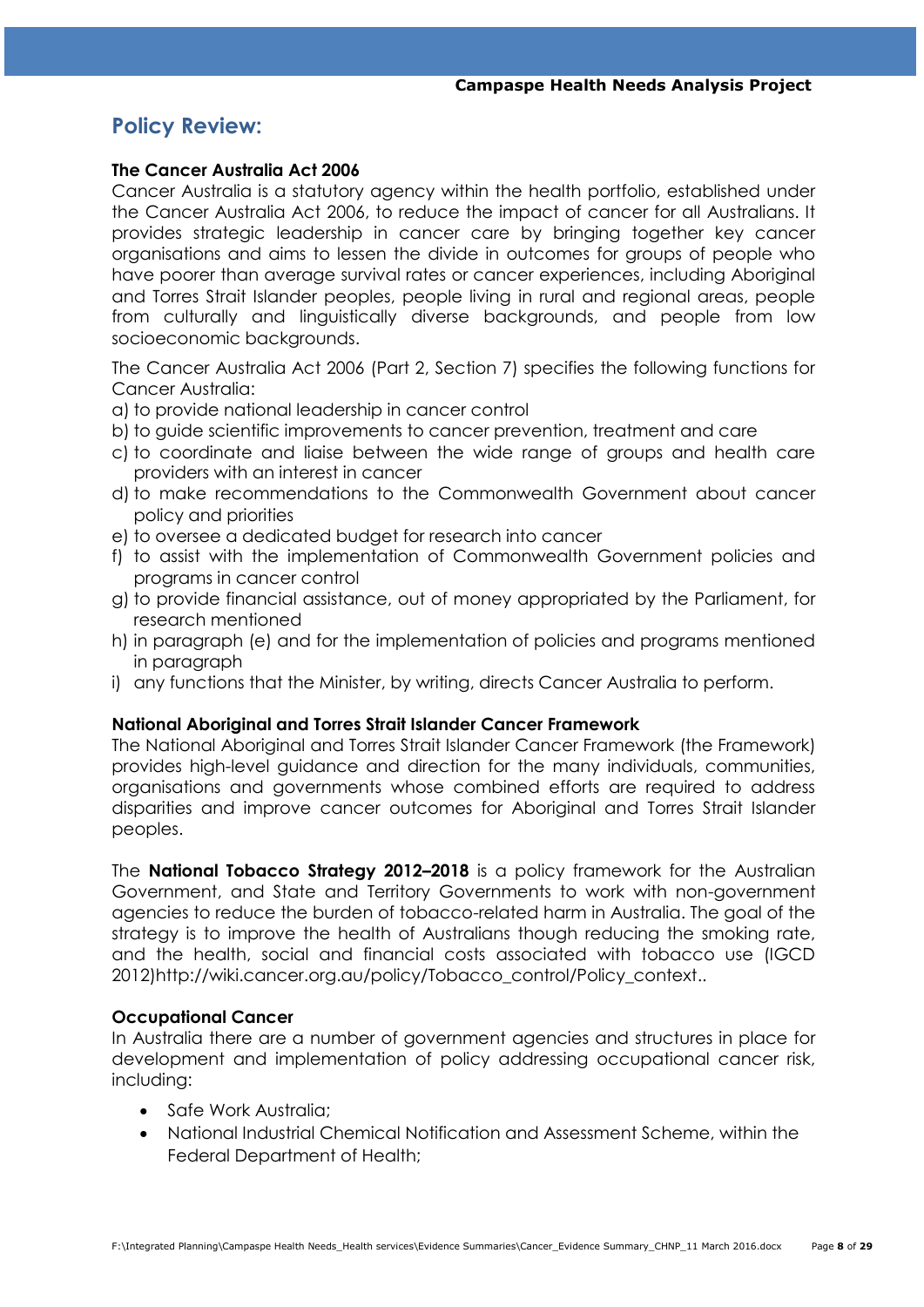## Policy Review:

**The Cancer Australia Act 2006**

Cancer Australia is a statutory agency within the health portfolio, established under the Cancer Australia Act 2006, to reduce the impact of cancer for all Australians. It provides strategic leadership in cancer care by bringing together key cancer organisations and aims to lessen the divide in outcomes for groups of people who have poorer than average survival rates or cancer experiences, including Aboriginal and Torres Strait Islander peoples, people living in rural and regional areas, people from culturally and linguistically diverse backgrounds, and people from low socioeconomic backgrounds.

The Cancer Australia Act 2006 (Part 2, Section 7) specifies the following functions for Cancer Australia:

a) to provide national leadership in cancer control
b) to guide scientific improvements to cancer prevention, treatment and care
c) to coordinate and liaise between the wide range of groups and health care providers with an interest in cancer
d) to make recommendations to the Commonwealth Government about cancer policy and priorities
e) to oversee a dedicated budget for research into cancer
f) to assist with the implementation of Commonwealth Government policies and programs in cancer control
g) to provide financial assistance, out of money appropriated by the Parliament, for research mentioned
h) in paragraph (e) and for the implementation of policies and programs mentioned in paragraph
i) any functions that the Minister, by writing, directs Cancer Australia to perform.

**National Aboriginal and Torres Strait Islander Cancer Framework**

The National Aboriginal and Torres Strait Islander Cancer Framework (the Framework) provides high-level guidance and direction for the many individuals, communities, organisations and governments whose combined efforts are required to address disparities and improve cancer outcomes for Aboriginal and Torres Strait Islander peoples.

The **National Tobacco Strategy 2012–2018** is a policy framework for the Australian Government, and State and Territory Governments to work with non-government agencies to reduce the burden of tobacco-related harm in Australia. The goal of the strategy is to improve the health of Australians though reducing the smoking rate, and the health, social and financial costs associated with tobacco use (IGCD 2012)http://wiki.cancer.org.au/policy/Tobacco_control/Policy_context..

**Occupational Cancer**

In Australia there are a number of government agencies and structures in place for development and implementation of policy addressing occupational cancer risk, including:

- Safe Work Australia;
- National Industrial Chemical Notification and Assessment Scheme, within the Federal Department of Health;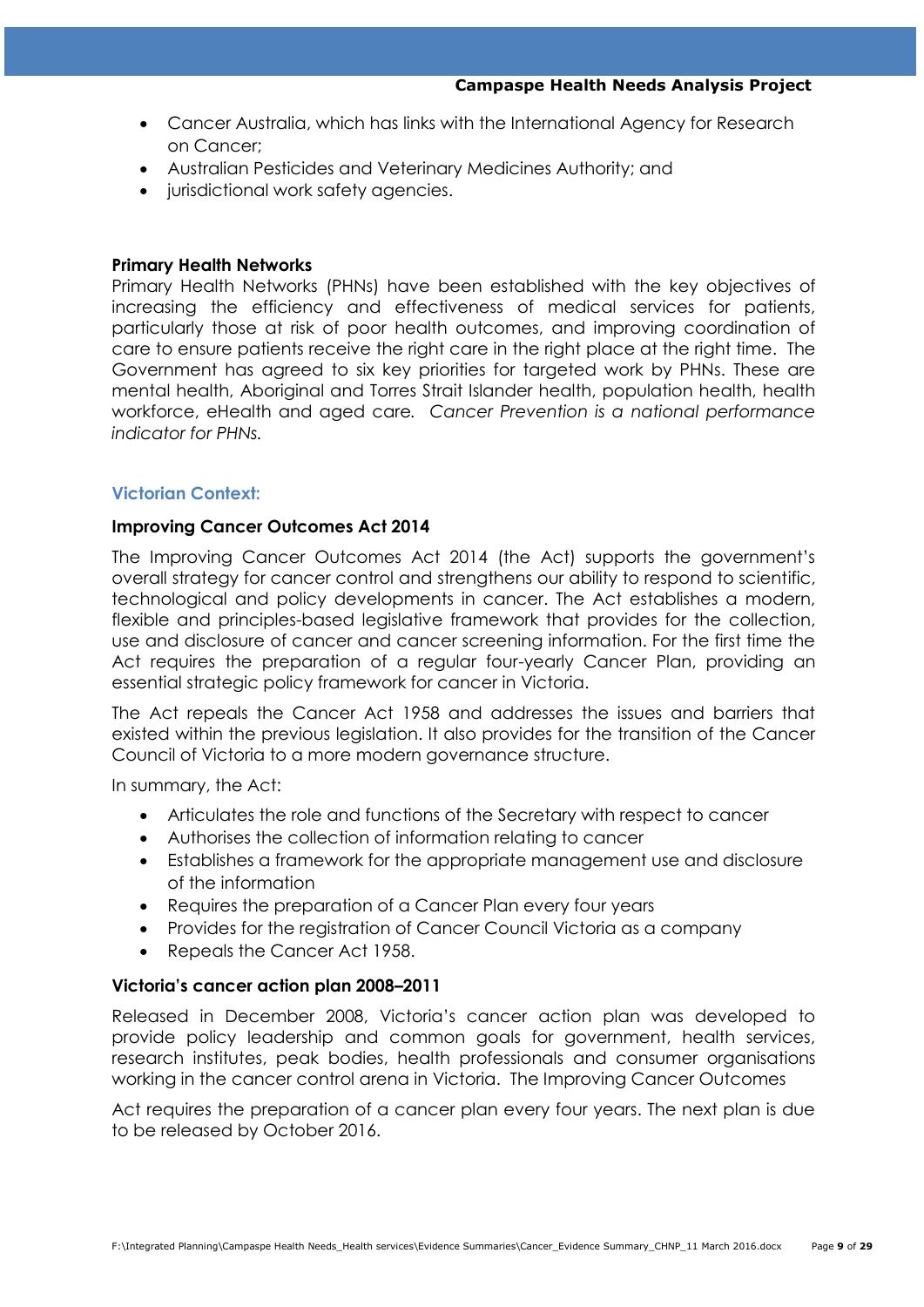- Cancer Australia, which has links with the International Agency for Research on Cancer;
- Australian Pesticides and Veterinary Medicines Authority; and
- jurisdictional work safety agencies.

**Primary Health Networks**

Primary Health Networks (PHNs) have been established with the key objectives of increasing the efficiency and effectiveness of medical services for patients, particularly those at risk of poor health outcomes, and improving coordination of care to ensure patients receive the right care in the right place at the right time. The Government has agreed to six key priorities for targeted work by PHNs. These are mental health, Aboriginal and Torres Strait Islander health, population health, health workforce, eHealth and aged care. *Cancer Prevention is a national performance indicator for PHNs.*

## Victorian Context:

**Improving Cancer Outcomes Act 2014**

The Improving Cancer Outcomes Act 2014 (the Act) supports the government's overall strategy for cancer control and strengthens our ability to respond to scientific, technological and policy developments in cancer. The Act establishes a modern, flexible and principles-based legislative framework that provides for the collection, use and disclosure of cancer and cancer screening information. For the first time the Act requires the preparation of a regular four-yearly Cancer Plan, providing an essential strategic policy framework for cancer in Victoria.

The Act repeals the Cancer Act 1958 and addresses the issues and barriers that existed within the previous legislation. It also provides for the transition of the Cancer Council of Victoria to a more modern governance structure.

In summary, the Act:

- Articulates the role and functions of the Secretary with respect to cancer
- Authorises the collection of information relating to cancer
- Establishes a framework for the appropriate management use and disclosure of the information
- Requires the preparation of a Cancer Plan every four years
- Provides for the registration of Cancer Council Victoria as a company
- Repeals the Cancer Act 1958.

**Victoria's cancer action plan 2008–2011**

Released in December 2008, Victoria's cancer action plan was developed to provide policy leadership and common goals for government, health services, research institutes, peak bodies, health professionals and consumer organisations working in the cancer control arena in Victoria. The Improving Cancer Outcomes

Act requires the preparation of a cancer plan every four years. The next plan is due to be released by October 2016.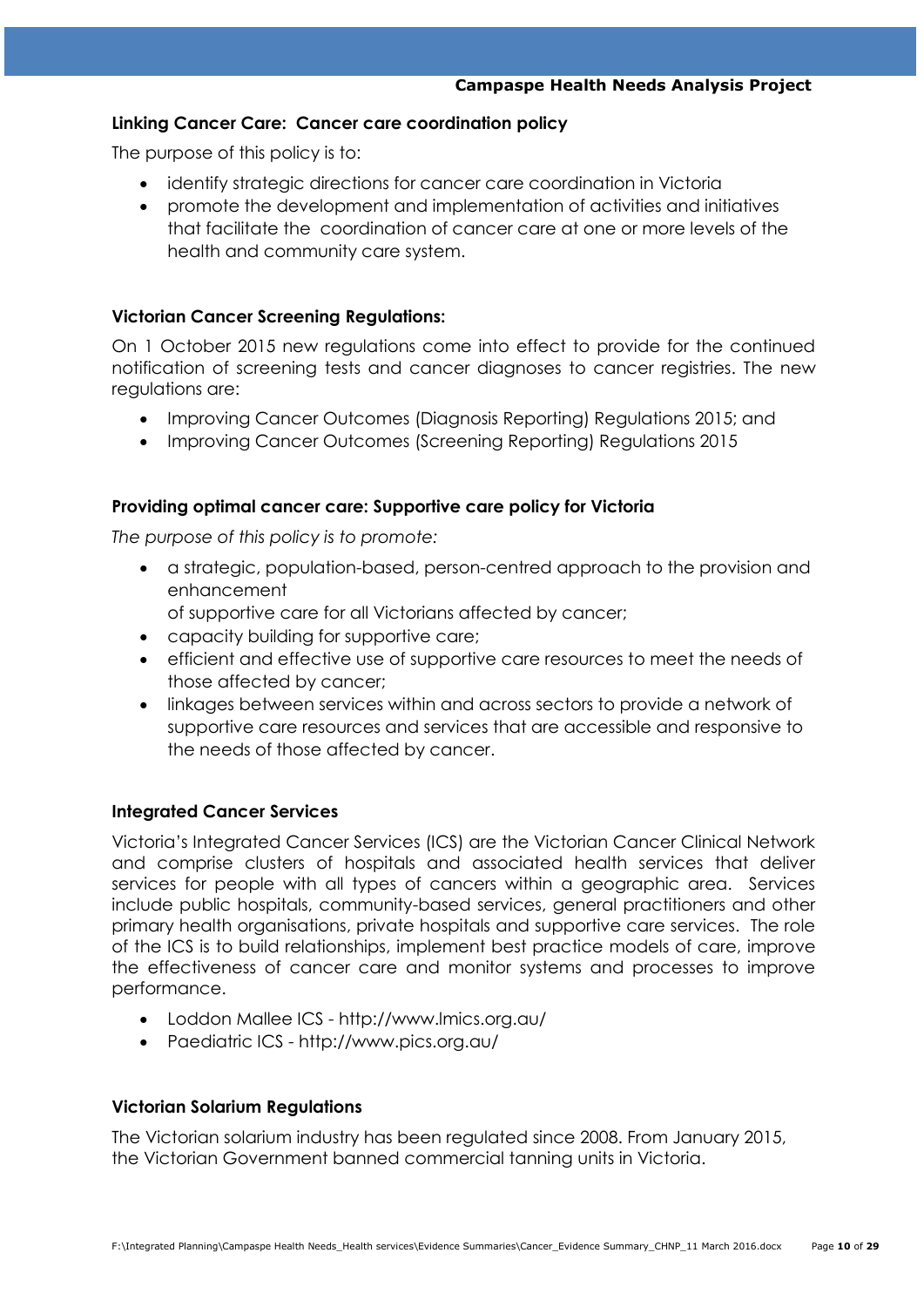### Linking Cancer Care: Cancer care coordination policy

The purpose of this policy is to:

- identify strategic directions for cancer care coordination in Victoria
- promote the development and implementation of activities and initiatives that facilitate the coordination of cancer care at one or more levels of the health and community care system.

### Victorian Cancer Screening Regulations:

On 1 October 2015 new regulations come into effect to provide for the continued notification of screening tests and cancer diagnoses to cancer registries. The new regulations are:

- Improving Cancer Outcomes (Diagnosis Reporting) Regulations 2015; and
- Improving Cancer Outcomes (Screening Reporting) Regulations 2015

### Providing optimal cancer care: Supportive care policy for Victoria

*The purpose of this policy is to promote:*

- a strategic, population-based, person-centred approach to the provision and enhancement of supportive care for all Victorians affected by cancer;
- capacity building for supportive care;
- efficient and effective use of supportive care resources to meet the needs of those affected by cancer;
- linkages between services within and across sectors to provide a network of supportive care resources and services that are accessible and responsive to the needs of those affected by cancer.

### Integrated Cancer Services

Victoria's Integrated Cancer Services (ICS) are the Victorian Cancer Clinical Network and comprise clusters of hospitals and associated health services that deliver services for people with all types of cancers within a geographic area. Services include public hospitals, community-based services, general practitioners and other primary health organisations, private hospitals and supportive care services. The role of the ICS is to build relationships, implement best practice models of care, improve the effectiveness of cancer care and monitor systems and processes to improve performance.

- Loddon Mallee ICS - http://www.lmics.org.au/
- Paediatric ICS - http://www.pics.org.au/

### Victorian Solarium Regulations

The Victorian solarium industry has been regulated since 2008. From January 2015, the Victorian Government banned commercial tanning units in Victoria.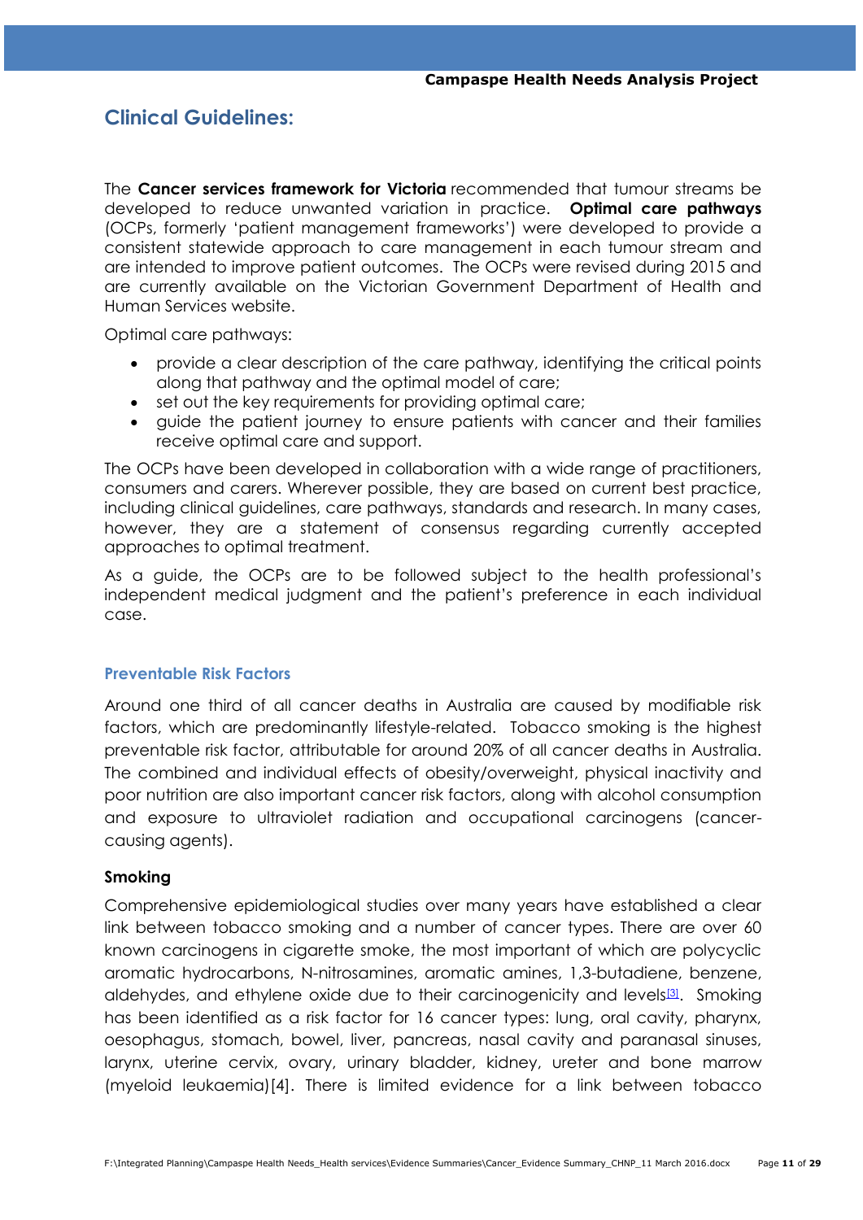## Clinical Guidelines:

The **Cancer services framework for Victoria** recommended that tumour streams be developed to reduce unwanted variation in practice. **Optimal care pathways** (OCPs, formerly 'patient management frameworks') were developed to provide a consistent statewide approach to care management in each tumour stream and are intended to improve patient outcomes. The OCPs were revised during 2015 and are currently available on the Victorian Government Department of Health and Human Services website.

Optimal care pathways:

- provide a clear description of the care pathway, identifying the critical points along that pathway and the optimal model of care;
- set out the key requirements for providing optimal care;
- guide the patient journey to ensure patients with cancer and their families receive optimal care and support.

The OCPs have been developed in collaboration with a wide range of practitioners, consumers and carers. Wherever possible, they are based on current best practice, including clinical guidelines, care pathways, standards and research. In many cases, however, they are a statement of consensus regarding currently accepted approaches to optimal treatment.

As a guide, the OCPs are to be followed subject to the health professional's independent medical judgment and the patient's preference in each individual case.

### Preventable Risk Factors

Around one third of all cancer deaths in Australia are caused by modifiable risk factors, which are predominantly lifestyle-related. Tobacco smoking is the highest preventable risk factor, attributable for around 20% of all cancer deaths in Australia. The combined and individual effects of obesity/overweight, physical inactivity and poor nutrition are also important cancer risk factors, along with alcohol consumption and exposure to ultraviolet radiation and occupational carcinogens (cancer-causing agents).

#### Smoking

Comprehensive epidemiological studies over many years have established a clear link between tobacco smoking and a number of cancer types. There are over 60 known carcinogens in cigarette smoke, the most important of which are polycyclic aromatic hydrocarbons, N-nitrosamines, aromatic amines, 1,3-butadiene, benzene, aldehydes, and ethylene oxide due to their carcinogenicity and levels[3]. Smoking has been identified as a risk factor for 16 cancer types: lung, oral cavity, pharynx, oesophagus, stomach, bowel, liver, pancreas, nasal cavity and paranasal sinuses, larynx, uterine cervix, ovary, urinary bladder, kidney, ureter and bone marrow (myeloid leukaemia)[4]. There is limited evidence for a link between tobacco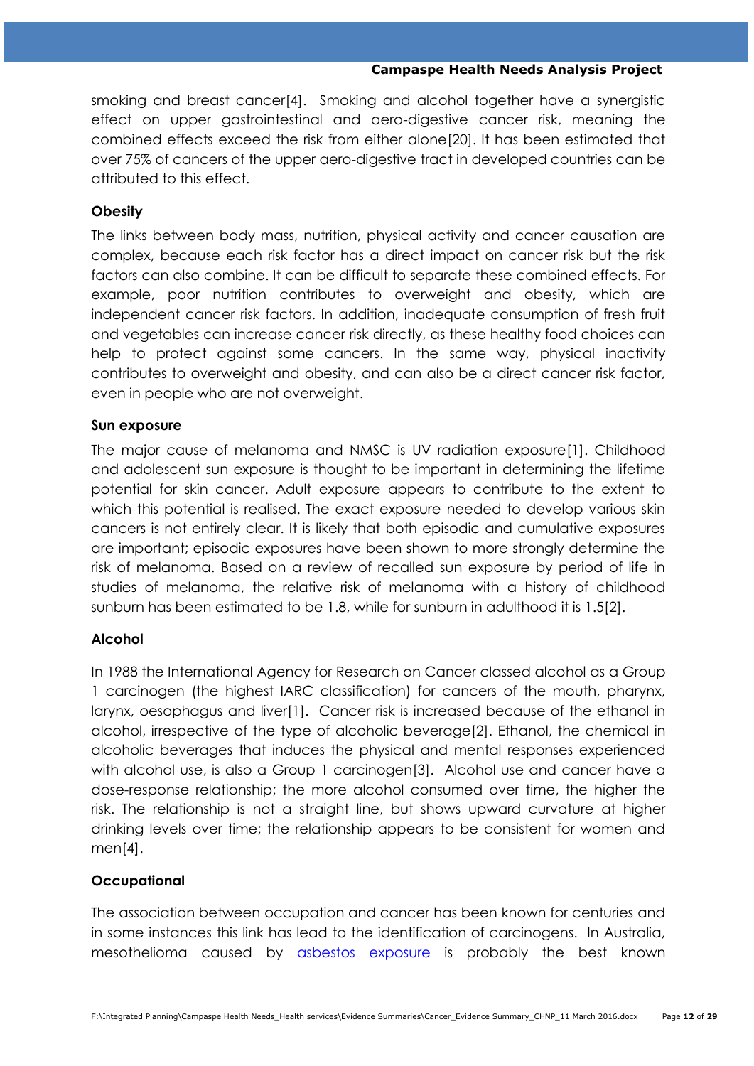smoking and breast cancer[4]. Smoking and alcohol together have a synergistic effect on upper gastrointestinal and aero-digestive cancer risk, meaning the combined effects exceed the risk from either alone[20]. It has been estimated that over 75% of cancers of the upper aero-digestive tract in developed countries can be attributed to this effect.

### Obesity

The links between body mass, nutrition, physical activity and cancer causation are complex, because each risk factor has a direct impact on cancer risk but the risk factors can also combine. It can be difficult to separate these combined effects. For example, poor nutrition contributes to overweight and obesity, which are independent cancer risk factors. In addition, inadequate consumption of fresh fruit and vegetables can increase cancer risk directly, as these healthy food choices can help to protect against some cancers. In the same way, physical inactivity contributes to overweight and obesity, and can also be a direct cancer risk factor, even in people who are not overweight.

### Sun exposure

The major cause of melanoma and NMSC is UV radiation exposure[1]. Childhood and adolescent sun exposure is thought to be important in determining the lifetime potential for skin cancer. Adult exposure appears to contribute to the extent to which this potential is realised. The exact exposure needed to develop various skin cancers is not entirely clear. It is likely that both episodic and cumulative exposures are important; episodic exposures have been shown to more strongly determine the risk of melanoma. Based on a review of recalled sun exposure by period of life in studies of melanoma, the relative risk of melanoma with a history of childhood sunburn has been estimated to be 1.8, while for sunburn in adulthood it is 1.5[2].

### Alcohol

In 1988 the International Agency for Research on Cancer classed alcohol as a Group 1 carcinogen (the highest IARC classification) for cancers of the mouth, pharynx, larynx, oesophagus and liver[1]. Cancer risk is increased because of the ethanol in alcohol, irrespective of the type of alcoholic beverage[2]. Ethanol, the chemical in alcoholic beverages that induces the physical and mental responses experienced with alcohol use, is also a Group 1 carcinogen[3]. Alcohol use and cancer have a dose-response relationship; the more alcohol consumed over time, the higher the risk. The relationship is not a straight line, but shows upward curvature at higher drinking levels over time; the relationship appears to be consistent for women and men[4].

### Occupational

The association between occupation and cancer has been known for centuries and in some instances this link has lead to the identification of carcinogens. In Australia, mesothelioma caused by asbestos exposure is probably the best known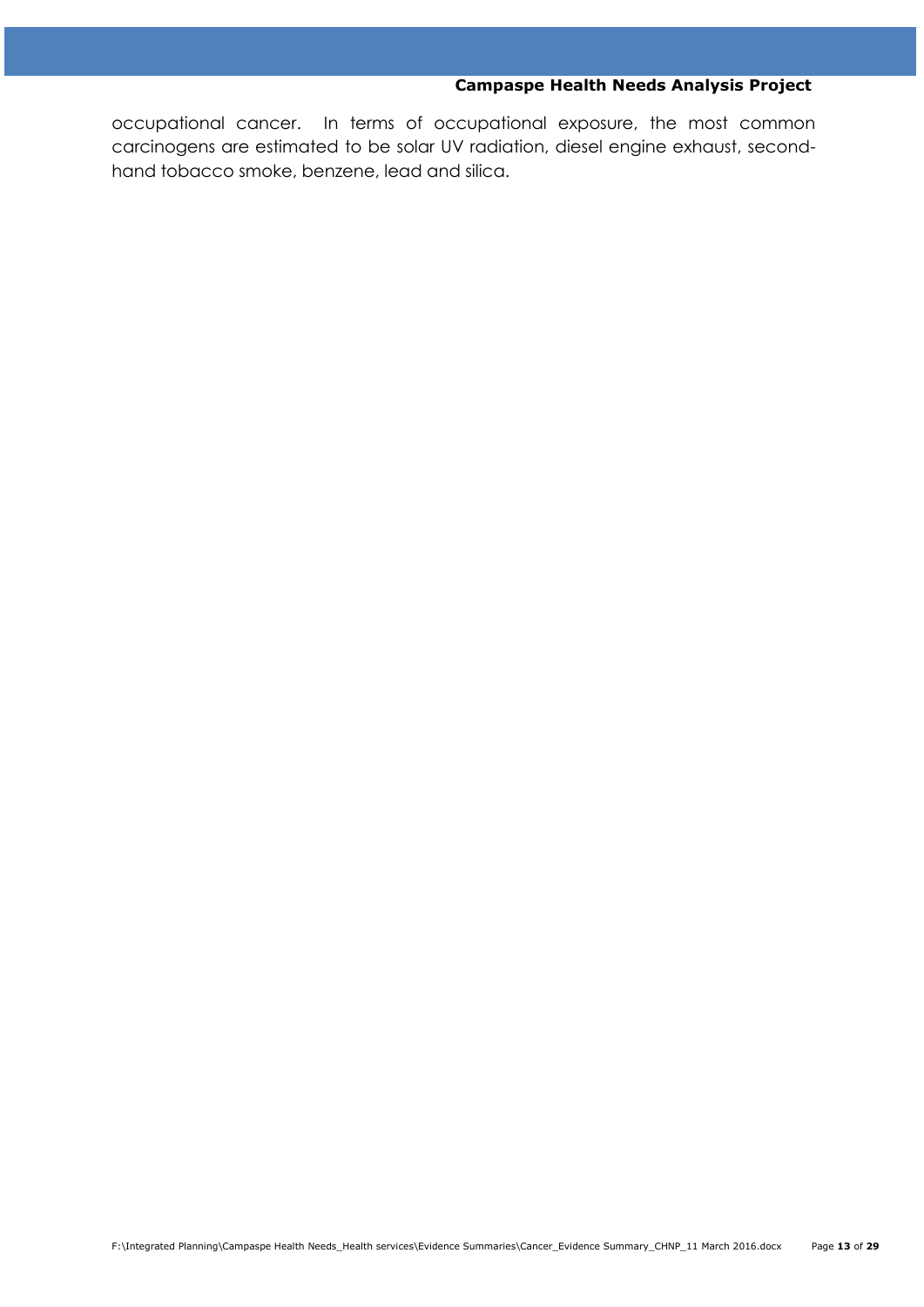occupational cancer. In terms of occupational exposure, the most common carcinogens are estimated to be solar UV radiation, diesel engine exhaust, second-hand tobacco smoke, benzene, lead and silica.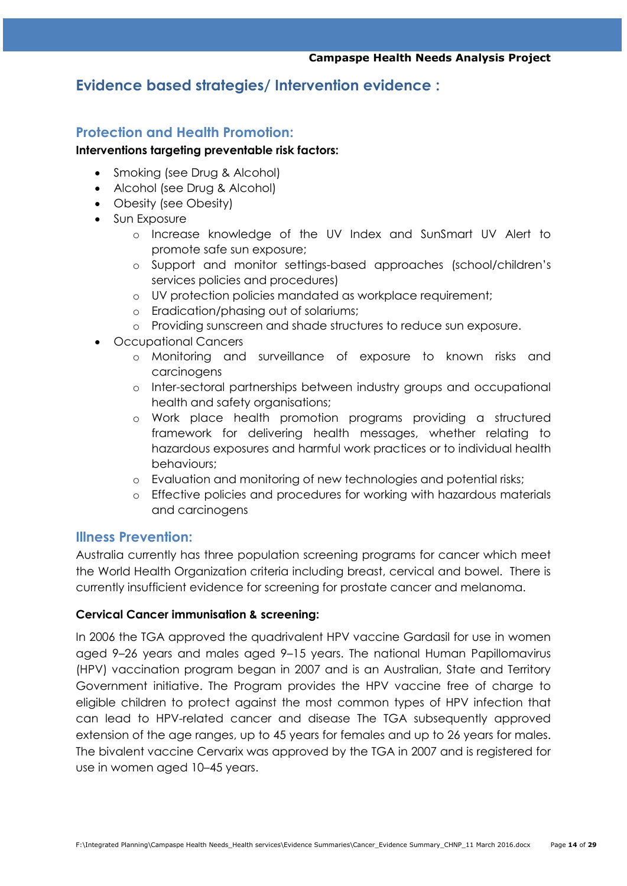## Evidence based strategies/ Intervention evidence :

### Protection and Health Promotion:

**Interventions targeting preventable risk factors:**

- Smoking (see Drug & Alcohol)
- Alcohol (see Drug & Alcohol)
- Obesity (see Obesity)
- Sun Exposure
  - Increase knowledge of the UV Index and SunSmart UV Alert to promote safe sun exposure;
  - Support and monitor settings-based approaches (school/children's services policies and procedures)
  - UV protection policies mandated as workplace requirement;
  - Eradication/phasing out of solariums;
  - Providing sunscreen and shade structures to reduce sun exposure.
- Occupational Cancers
  - Monitoring and surveillance of exposure to known risks and carcinogens
  - Inter-sectoral partnerships between industry groups and occupational health and safety organisations;
  - Work place health promotion programs providing a structured framework for delivering health messages, whether relating to hazardous exposures and harmful work practices or to individual health behaviours;
  - Evaluation and monitoring of new technologies and potential risks;
  - Effective policies and procedures for working with hazardous materials and carcinogens

### Illness Prevention:

Australia currently has three population screening programs for cancer which meet the World Health Organization criteria including breast, cervical and bowel. There is currently insufficient evidence for screening for prostate cancer and melanoma.

**Cervical Cancer immunisation & screening:**

In 2006 the TGA approved the quadrivalent HPV vaccine Gardasil for use in women aged 9–26 years and males aged 9–15 years. The national Human Papillomavirus (HPV) vaccination program began in 2007 and is an Australian, State and Territory Government initiative. The Program provides the HPV vaccine free of charge to eligible children to protect against the most common types of HPV infection that can lead to HPV-related cancer and disease The TGA subsequently approved extension of the age ranges, up to 45 years for females and up to 26 years for males. The bivalent vaccine Cervarix was approved by the TGA in 2007 and is registered for use in women aged 10–45 years.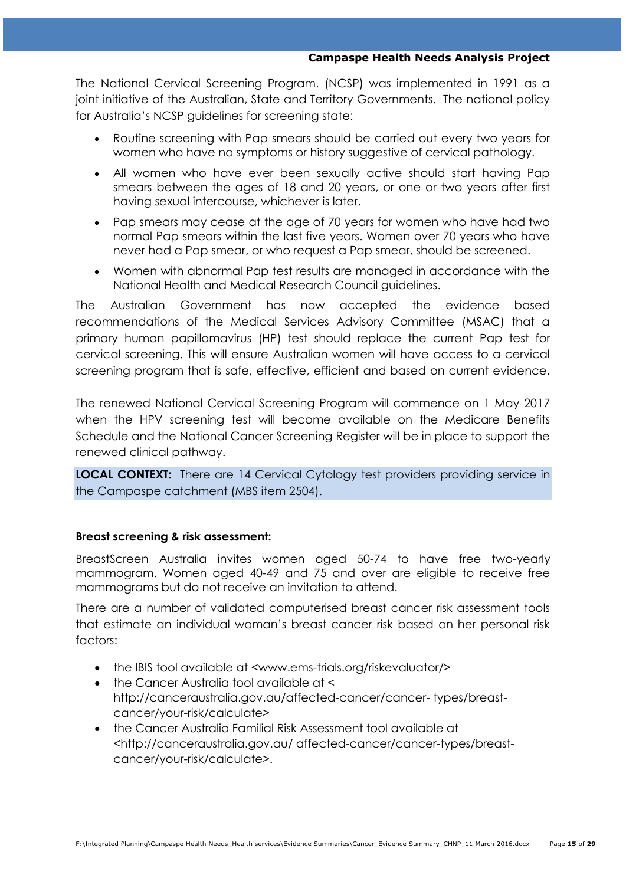The National Cervical Screening Program. (NCSP) was implemented in 1991 as a joint initiative of the Australian, State and Territory Governments. The national policy for Australia's NCSP guidelines for screening state:

- Routine screening with Pap smears should be carried out every two years for women who have no symptoms or history suggestive of cervical pathology.
- All women who have ever been sexually active should start having Pap smears between the ages of 18 and 20 years, or one or two years after first having sexual intercourse, whichever is later.
- Pap smears may cease at the age of 70 years for women who have had two normal Pap smears within the last five years. Women over 70 years who have never had a Pap smear, or who request a Pap smear, should be screened.
- Women with abnormal Pap test results are managed in accordance with the National Health and Medical Research Council guidelines.

The Australian Government has now accepted the evidence based recommendations of the Medical Services Advisory Committee (MSAC) that a primary human papillomavirus (HP) test should replace the current Pap test for cervical screening. This will ensure Australian women will have access to a cervical screening program that is safe, effective, efficient and based on current evidence.

The renewed National Cervical Screening Program will commence on 1 May 2017 when the HPV screening test will become available on the Medicare Benefits Schedule and the National Cancer Screening Register will be in place to support the renewed clinical pathway.

**LOCAL CONTEXT:** There are 14 Cervical Cytology test providers providing service in the Campaspe catchment (MBS item 2504).

**Breast screening & risk assessment:**

BreastScreen Australia invites women aged 50-74 to have free two-yearly mammogram. Women aged 40-49 and 75 and over are eligible to receive free mammograms but do not receive an invitation to attend.

There are a number of validated computerised breast cancer risk assessment tools that estimate an individual woman's breast cancer risk based on her personal risk factors:

- the IBIS tool available at <www.ems-trials.org/riskevaluator/>
- the Cancer Australia tool available at < http://canceraustralia.gov.au/affected-cancer/cancer- types/breast-cancer/your-risk/calculate>
- the Cancer Australia Familial Risk Assessment tool available at <http://canceraustralia.gov.au/ affected-cancer/cancer-types/breast-cancer/your-risk/calculate>.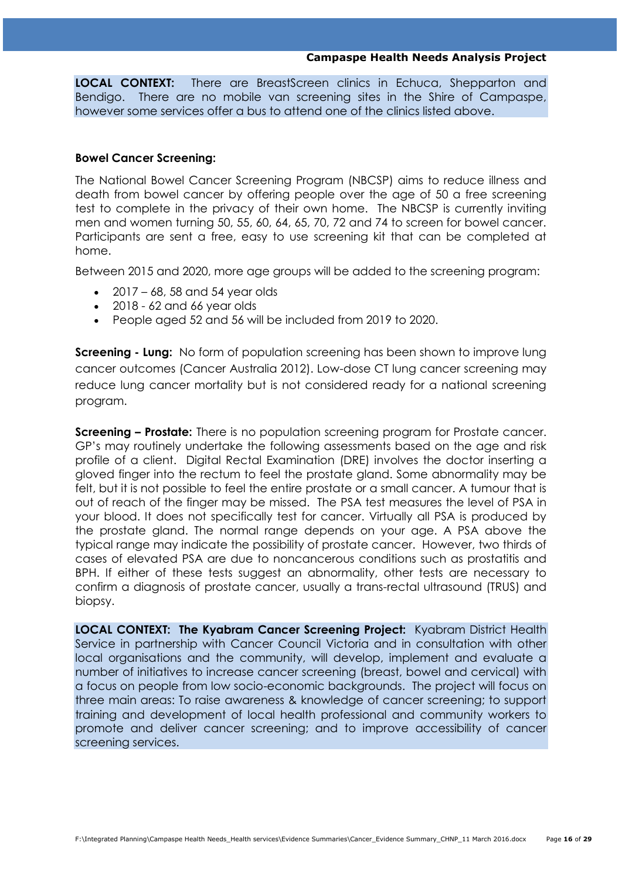**LOCAL CONTEXT:** There are BreastScreen clinics in Echuca, Shepparton and Bendigo. There are no mobile van screening sites in the Shire of Campaspe, however some services offer a bus to attend one of the clinics listed above.

**Bowel Cancer Screening:**

The National Bowel Cancer Screening Program (NBCSP) aims to reduce illness and death from bowel cancer by offering people over the age of 50 a free screening test to complete in the privacy of their own home. The NBCSP is currently inviting men and women turning 50, 55, 60, 64, 65, 70, 72 and 74 to screen for bowel cancer. Participants are sent a free, easy to use screening kit that can be completed at home.

Between 2015 and 2020, more age groups will be added to the screening program:

- 2017 – 68, 58 and 54 year olds
- 2018 - 62 and 66 year olds
- People aged 52 and 56 will be included from 2019 to 2020.

**Screening - Lung:** No form of population screening has been shown to improve lung cancer outcomes (Cancer Australia 2012). Low-dose CT lung cancer screening may reduce lung cancer mortality but is not considered ready for a national screening program.

**Screening – Prostate:** There is no population screening program for Prostate cancer. GP's may routinely undertake the following assessments based on the age and risk profile of a client. Digital Rectal Examination (DRE) involves the doctor inserting a gloved finger into the rectum to feel the prostate gland. Some abnormality may be felt, but it is not possible to feel the entire prostate or a small cancer. A tumour that is out of reach of the finger may be missed. The PSA test measures the level of PSA in your blood. It does not specifically test for cancer. Virtually all PSA is produced by the prostate gland. The normal range depends on your age. A PSA above the typical range may indicate the possibility of prostate cancer. However, two thirds of cases of elevated PSA are due to noncancerous conditions such as prostatitis and BPH. If either of these tests suggest an abnormality, other tests are necessary to confirm a diagnosis of prostate cancer, usually a trans-rectal ultrasound (TRUS) and biopsy.

**LOCAL CONTEXT: The Kyabram Cancer Screening Project:** Kyabram District Health Service in partnership with Cancer Council Victoria and in consultation with other local organisations and the community, will develop, implement and evaluate a number of initiatives to increase cancer screening (breast, bowel and cervical) with a focus on people from low socio-economic backgrounds. The project will focus on three main areas: To raise awareness & knowledge of cancer screening; to support training and development of local health professional and community workers to promote and deliver cancer screening; and to improve accessibility of cancer screening services.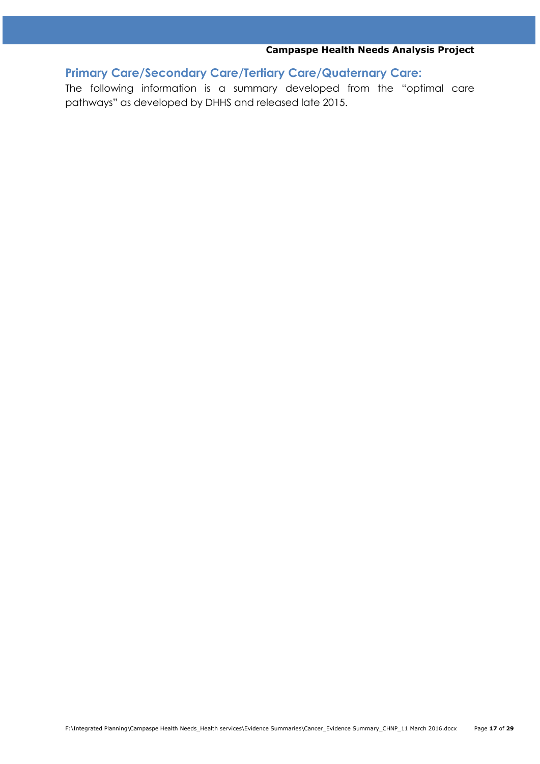## Primary Care/Secondary Care/Tertiary Care/Quaternary Care:

The following information is a summary developed from the "optimal care pathways" as developed by DHHS and released late 2015.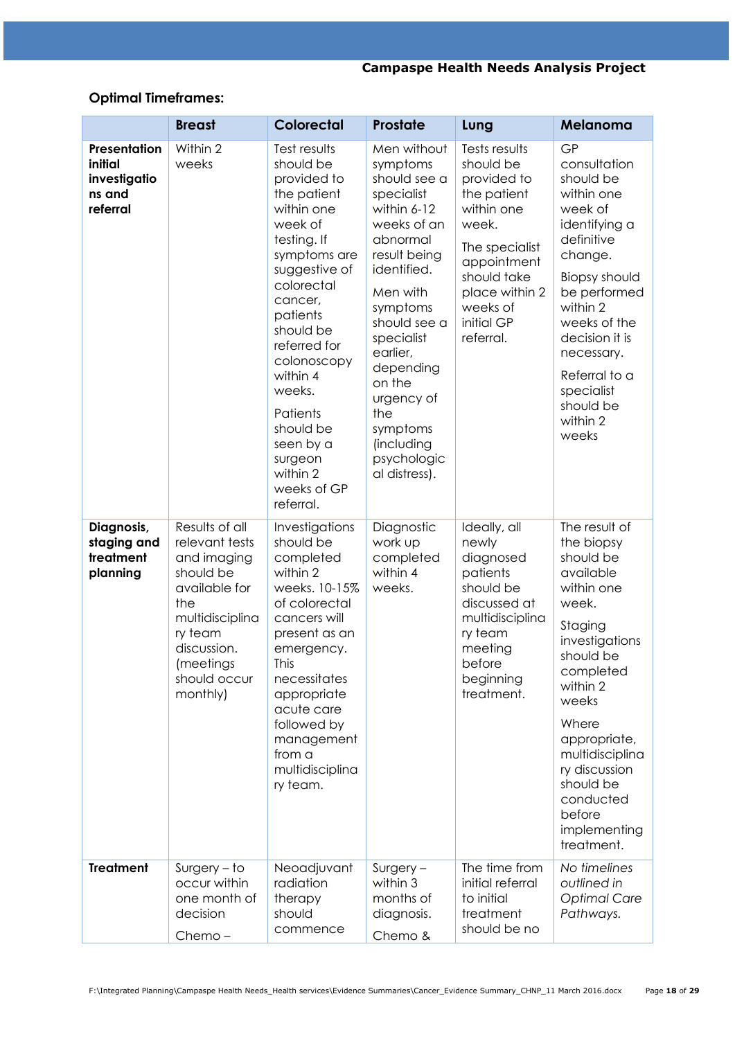**Optimal Timeframes:**

| | Breast | Colorectal | Prostate | Lung | Melanoma |
|---|---|---|---|---|---|
| **Presentation initial investigations and referral** | Within 2 weeks | Test results should be provided to the patient within one week of testing. If symptoms are suggestive of colorectal cancer, patients should be referred for colonoscopy within 4 weeks.<br><br>Patients should be seen by a surgeon within 2 weeks of GP referral. | Men without symptoms should see a specialist within 6-12 weeks of an abnormal result being identified.<br><br>Men with symptoms should see a specialist earlier, depending on the urgency of the symptoms (including psychological distress). | Tests results should be provided to the patient within one week.<br><br>The specialist appointment should take place within 2 weeks of initial GP referral. | GP consultation should be within one week of identifying a definitive change.<br><br>Biopsy should be performed within 2 weeks of the decision it is necessary.<br><br>Referral to a specialist should be within 2 weeks |
| **Diagnosis, staging and treatment planning** | Results of all relevant tests and imaging should be available for the multidisciplinary team discussion. (meetings should occur monthly) | Investigations should be completed within 2 weeks. 10-15% of colorectal cancers will present as an emergency. This necessitates appropriate acute care followed by management from a multidisciplinary team. | Diagnostic work up completed within 4 weeks. | Ideally, all newly diagnosed patients should be discussed at multidisciplinary team meeting before beginning treatment. | The result of the biopsy should be available within one week.<br><br>Staging investigations should be completed within 2 weeks<br><br>Where appropriate, multidisciplinary discussion should be conducted before implementing treatment. |
| **Treatment** | Surgery – to occur within one month of decision<br><br>Chemo – | Neoadjuvant radiation therapy should commence | Surgery – within 3 months of diagnosis.<br><br>Chemo & | The time from initial referral to initial treatment should be no | *No timelines outlined in Optimal Care Pathways.* |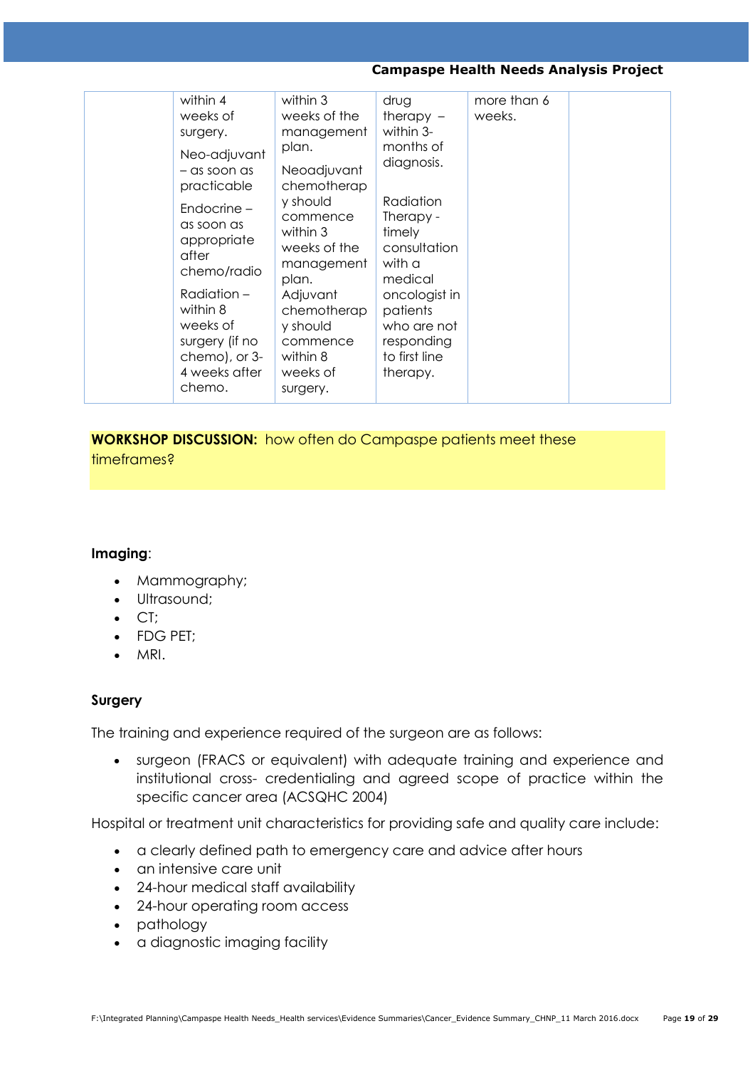|  | within 4 weeks of surgery.<br>Neo-adjuvant – as soon as practicable<br>Endocrine – as soon as appropriate after chemo/radio<br>Radiation – within 8 weeks of surgery (if no chemo), or 3-4 weeks after chemo. | within 3 weeks of the management plan.<br>Neoadjuvant chemotherapy should commence within 3 weeks of the management plan.<br>Adjuvant chemotherapy should commence within 8 weeks of surgery. | drug therapy – within 3-months of diagnosis.<br><br>Radiation Therapy - timely consultation with a medical oncologist in patients who are not responding to first line therapy. | more than 6 weeks. |  |
|---|---|---|---|---|---|

**WORKSHOP DISCUSSION:** how often do Campaspe patients meet these timeframes?

**Imaging**:

- Mammography;
- Ultrasound;
- CT;
- FDG PET;
- MRI.

**Surgery**

The training and experience required of the surgeon are as follows:

- surgeon (FRACS or equivalent) with adequate training and experience and institutional cross- credentialing and agreed scope of practice within the specific cancer area (ACSQHC 2004)

Hospital or treatment unit characteristics for providing safe and quality care include:

- a clearly defined path to emergency care and advice after hours
- an intensive care unit
- 24-hour medical staff availability
- 24-hour operating room access
- pathology
- a diagnostic imaging facility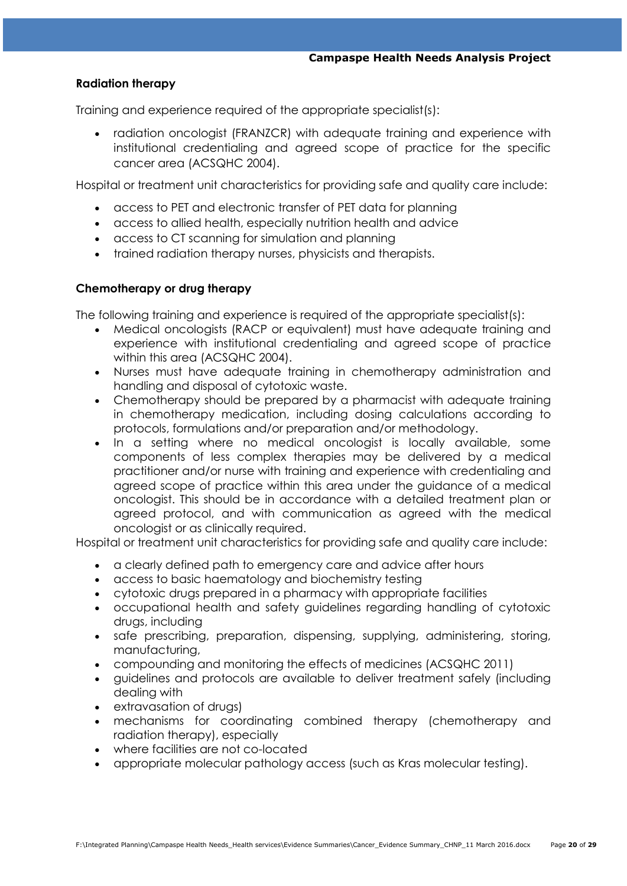### Radiation therapy

Training and experience required of the appropriate specialist(s):

- radiation oncologist (FRANZCR) with adequate training and experience with institutional credentialing and agreed scope of practice for the specific cancer area (ACSQHC 2004).

Hospital or treatment unit characteristics for providing safe and quality care include:

- access to PET and electronic transfer of PET data for planning
- access to allied health, especially nutrition health and advice
- access to CT scanning for simulation and planning
- trained radiation therapy nurses, physicists and therapists.

### Chemotherapy or drug therapy

The following training and experience is required of the appropriate specialist(s):

- Medical oncologists (RACP or equivalent) must have adequate training and experience with institutional credentialing and agreed scope of practice within this area (ACSQHC 2004).
- Nurses must have adequate training in chemotherapy administration and handling and disposal of cytotoxic waste.
- Chemotherapy should be prepared by a pharmacist with adequate training in chemotherapy medication, including dosing calculations according to protocols, formulations and/or preparation and/or methodology.
- In a setting where no medical oncologist is locally available, some components of less complex therapies may be delivered by a medical practitioner and/or nurse with training and experience with credentialing and agreed scope of practice within this area under the guidance of a medical oncologist. This should be in accordance with a detailed treatment plan or agreed protocol, and with communication as agreed with the medical oncologist or as clinically required.

Hospital or treatment unit characteristics for providing safe and quality care include:

- a clearly defined path to emergency care and advice after hours
- access to basic haematology and biochemistry testing
- cytotoxic drugs prepared in a pharmacy with appropriate facilities
- occupational health and safety guidelines regarding handling of cytotoxic drugs, including
- safe prescribing, preparation, dispensing, supplying, administering, storing, manufacturing,
- compounding and monitoring the effects of medicines (ACSQHC 2011)
- guidelines and protocols are available to deliver treatment safely (including dealing with
- extravasation of drugs)
- mechanisms for coordinating combined therapy (chemotherapy and radiation therapy), especially
- where facilities are not co-located
- appropriate molecular pathology access (such as Kras molecular testing).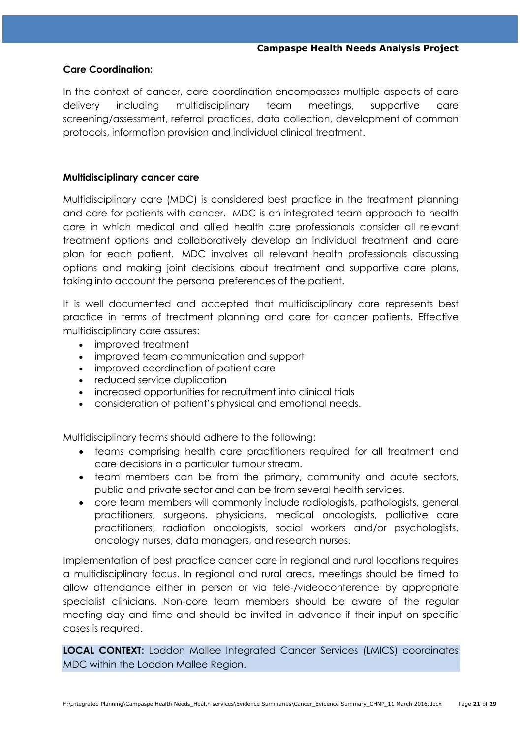**Care Coordination:**

In the context of cancer, care coordination encompasses multiple aspects of care delivery including multidisciplinary team meetings, supportive care screening/assessment, referral practices, data collection, development of common protocols, information provision and individual clinical treatment.

**Multidisciplinary cancer care**

Multidisciplinary care (MDC) is considered best practice in the treatment planning and care for patients with cancer. MDC is an integrated team approach to health care in which medical and allied health care professionals consider all relevant treatment options and collaboratively develop an individual treatment and care plan for each patient. MDC involves all relevant health professionals discussing options and making joint decisions about treatment and supportive care plans, taking into account the personal preferences of the patient.

It is well documented and accepted that multidisciplinary care represents best practice in terms of treatment planning and care for cancer patients. Effective multidisciplinary care assures:

- improved treatment
- improved team communication and support
- improved coordination of patient care
- reduced service duplication
- increased opportunities for recruitment into clinical trials
- consideration of patient's physical and emotional needs.

Multidisciplinary teams should adhere to the following:

- teams comprising health care practitioners required for all treatment and care decisions in a particular tumour stream.
- team members can be from the primary, community and acute sectors, public and private sector and can be from several health services.
- core team members will commonly include radiologists, pathologists, general practitioners, surgeons, physicians, medical oncologists, palliative care practitioners, radiation oncologists, social workers and/or psychologists, oncology nurses, data managers, and research nurses.

Implementation of best practice cancer care in regional and rural locations requires a multidisciplinary focus. In regional and rural areas, meetings should be timed to allow attendance either in person or via tele-/videoconference by appropriate specialist clinicians. Non-core team members should be aware of the regular meeting day and time and should be invited in advance if their input on specific cases is required.

**LOCAL CONTEXT:** Loddon Mallee Integrated Cancer Services (LMICS) coordinates MDC within the Loddon Mallee Region.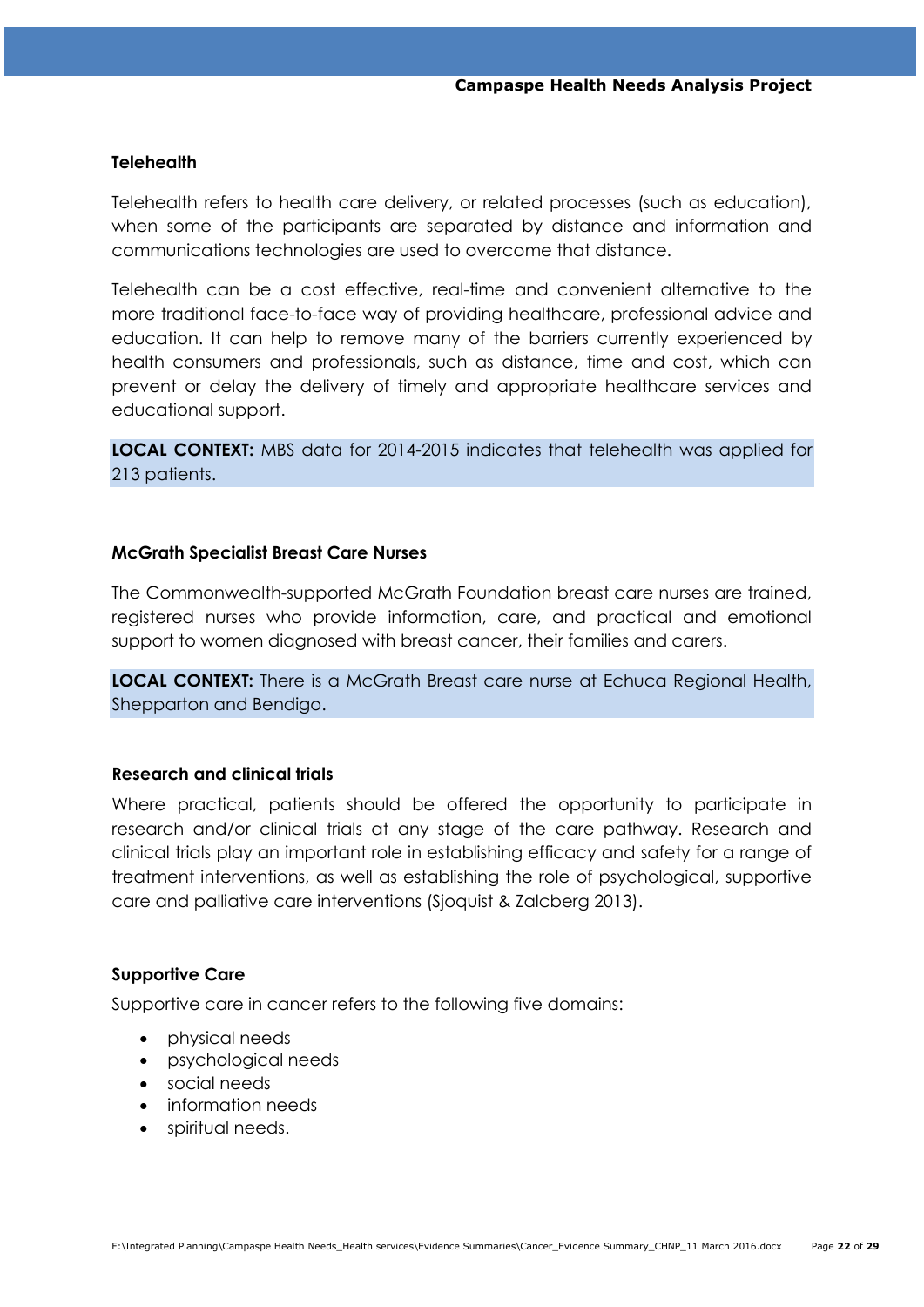### Telehealth

Telehealth refers to health care delivery, or related processes (such as education), when some of the participants are separated by distance and information and communications technologies are used to overcome that distance.

Telehealth can be a cost effective, real-time and convenient alternative to the more traditional face-to-face way of providing healthcare, professional advice and education. It can help to remove many of the barriers currently experienced by health consumers and professionals, such as distance, time and cost, which can prevent or delay the delivery of timely and appropriate healthcare services and educational support.

**LOCAL CONTEXT:** MBS data for 2014-2015 indicates that telehealth was applied for 213 patients.

### McGrath Specialist Breast Care Nurses

The Commonwealth-supported McGrath Foundation breast care nurses are trained, registered nurses who provide information, care, and practical and emotional support to women diagnosed with breast cancer, their families and carers.

**LOCAL CONTEXT:** There is a McGrath Breast care nurse at Echuca Regional Health, Shepparton and Bendigo.

### Research and clinical trials

Where practical, patients should be offered the opportunity to participate in research and/or clinical trials at any stage of the care pathway. Research and clinical trials play an important role in establishing efficacy and safety for a range of treatment interventions, as well as establishing the role of psychological, supportive care and palliative care interventions (Sjoquist & Zalcberg 2013).

### Supportive Care

Supportive care in cancer refers to the following five domains:

- physical needs
- psychological needs
- social needs
- information needs
- spiritual needs.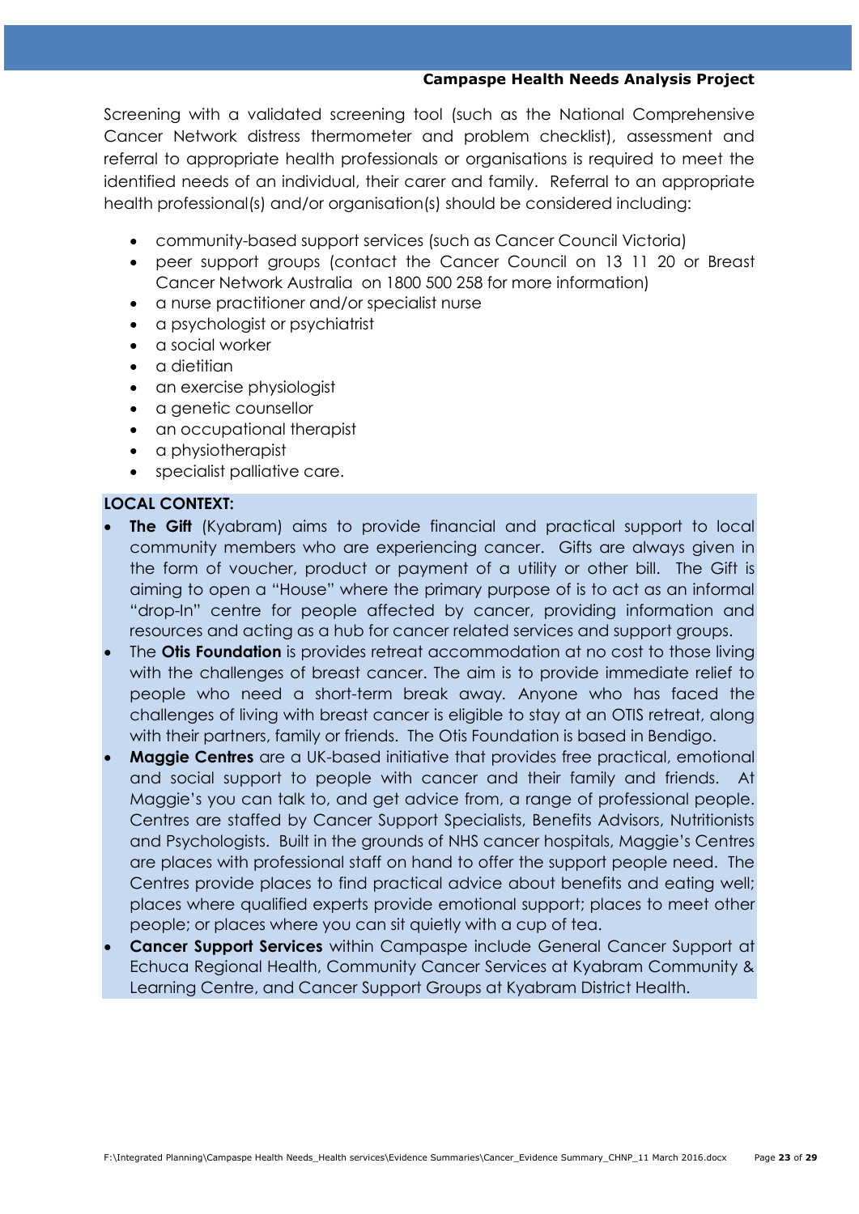Screening with a validated screening tool (such as the National Comprehensive Cancer Network distress thermometer and problem checklist), assessment and referral to appropriate health professionals or organisations is required to meet the identified needs of an individual, their carer and family. Referral to an appropriate health professional(s) and/or organisation(s) should be considered including:

- community-based support services (such as Cancer Council Victoria)
- peer support groups (contact the Cancer Council on 13 11 20 or Breast Cancer Network Australia on 1800 500 258 for more information)
- a nurse practitioner and/or specialist nurse
- a psychologist or psychiatrist
- a social worker
- a dietitian
- an exercise physiologist
- a genetic counsellor
- an occupational therapist
- a physiotherapist
- specialist palliative care.

**LOCAL CONTEXT:**

- **The Gift** (Kyabram) aims to provide financial and practical support to local community members who are experiencing cancer. Gifts are always given in the form of voucher, product or payment of a utility or other bill. The Gift is aiming to open a "House" where the primary purpose of is to act as an informal "drop-In" centre for people affected by cancer, providing information and resources and acting as a hub for cancer related services and support groups.
- The **Otis Foundation** is provides retreat accommodation at no cost to those living with the challenges of breast cancer. The aim is to provide immediate relief to people who need a short-term break away. Anyone who has faced the challenges of living with breast cancer is eligible to stay at an OTIS retreat, along with their partners, family or friends. The Otis Foundation is based in Bendigo.
- **Maggie Centres** are a UK-based initiative that provides free practical, emotional and social support to people with cancer and their family and friends. At Maggie's you can talk to, and get advice from, a range of professional people. Centres are staffed by Cancer Support Specialists, Benefits Advisors, Nutritionists and Psychologists. Built in the grounds of NHS cancer hospitals, Maggie's Centres are places with professional staff on hand to offer the support people need. The Centres provide places to find practical advice about benefits and eating well; places where qualified experts provide emotional support; places to meet other people; or places where you can sit quietly with a cup of tea.
- **Cancer Support Services** within Campaspe include General Cancer Support at Echuca Regional Health, Community Cancer Services at Kyabram Community & Learning Centre, and Cancer Support Groups at Kyabram District Health.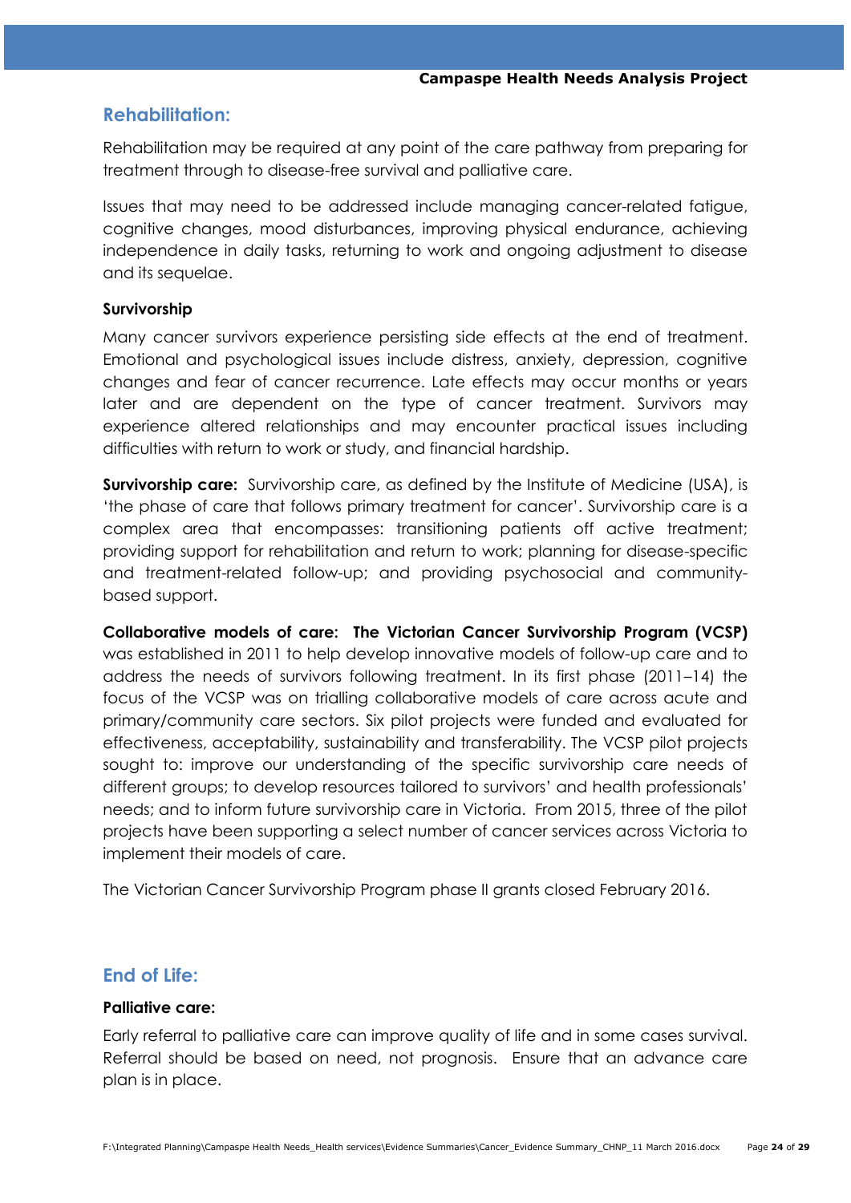## Rehabilitation:

Rehabilitation may be required at any point of the care pathway from preparing for treatment through to disease-free survival and palliative care.

Issues that may need to be addressed include managing cancer-related fatigue, cognitive changes, mood disturbances, improving physical endurance, achieving independence in daily tasks, returning to work and ongoing adjustment to disease and its sequelae.

### Survivorship

Many cancer survivors experience persisting side effects at the end of treatment. Emotional and psychological issues include distress, anxiety, depression, cognitive changes and fear of cancer recurrence. Late effects may occur months or years later and are dependent on the type of cancer treatment. Survivors may experience altered relationships and may encounter practical issues including difficulties with return to work or study, and financial hardship.

**Survivorship care:** Survivorship care, as defined by the Institute of Medicine (USA), is 'the phase of care that follows primary treatment for cancer'. Survivorship care is a complex area that encompasses: transitioning patients off active treatment; providing support for rehabilitation and return to work; planning for disease-specific and treatment-related follow-up; and providing psychosocial and community-based support.

**Collaborative models of care: The Victorian Cancer Survivorship Program (VCSP)** was established in 2011 to help develop innovative models of follow-up care and to address the needs of survivors following treatment. In its first phase (2011–14) the focus of the VCSP was on trialling collaborative models of care across acute and primary/community care sectors. Six pilot projects were funded and evaluated for effectiveness, acceptability, sustainability and transferability. The VCSP pilot projects sought to: improve our understanding of the specific survivorship care needs of different groups; to develop resources tailored to survivors' and health professionals' needs; and to inform future survivorship care in Victoria. From 2015, three of the pilot projects have been supporting a select number of cancer services across Victoria to implement their models of care.

The Victorian Cancer Survivorship Program phase II grants closed February 2016.

## End of Life:

### Palliative care:

Early referral to palliative care can improve quality of life and in some cases survival. Referral should be based on need, not prognosis. Ensure that an advance care plan is in place.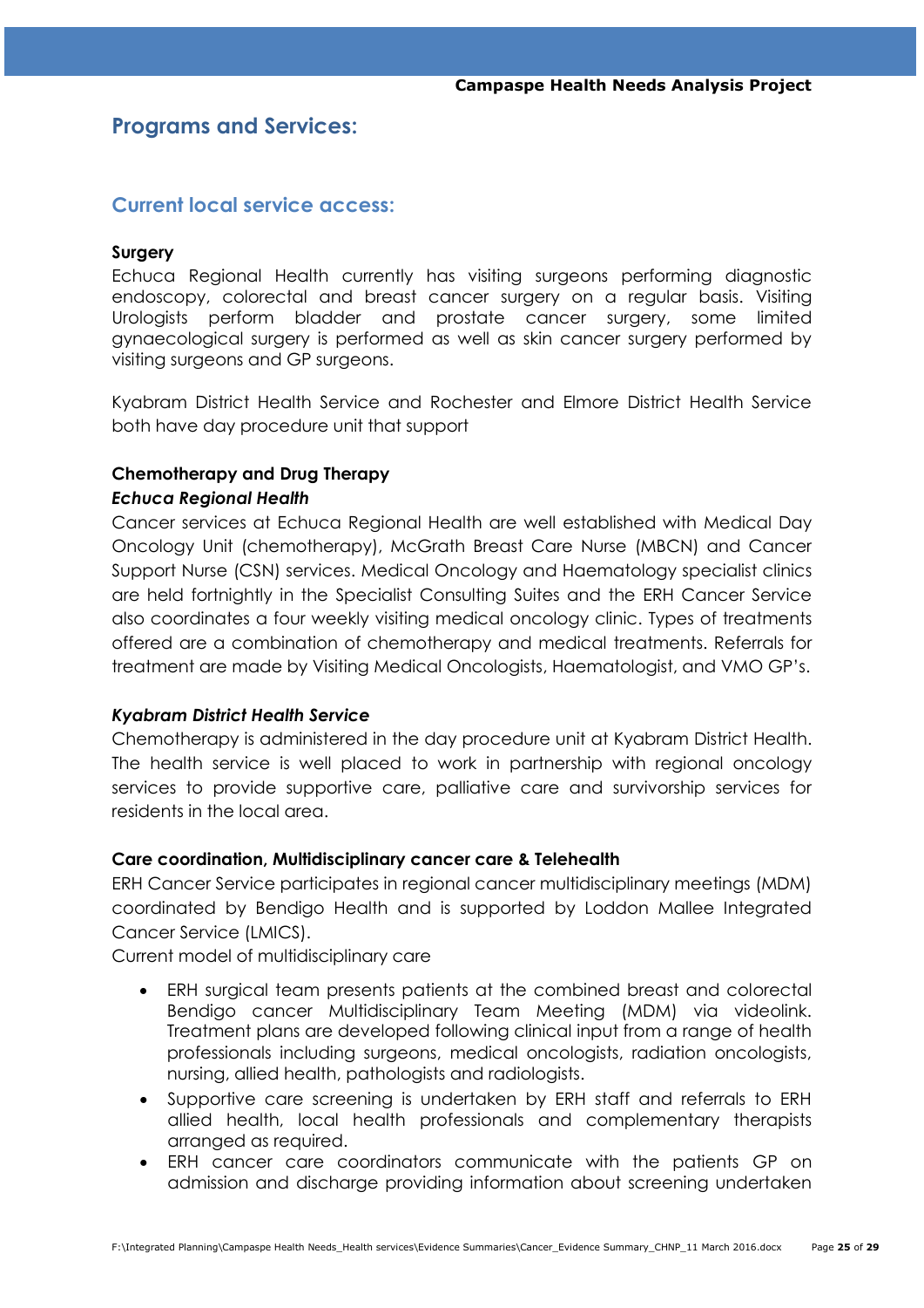## Programs and Services:

### Current local service access:

**Surgery**

Echuca Regional Health currently has visiting surgeons performing diagnostic endoscopy, colorectal and breast cancer surgery on a regular basis. Visiting Urologists perform bladder and prostate cancer surgery, some limited gynaecological surgery is performed as well as skin cancer surgery performed by visiting surgeons and GP surgeons.

Kyabram District Health Service and Rochester and Elmore District Health Service both have day procedure unit that support

**Chemotherapy and Drug Therapy**

***Echuca Regional Health***

Cancer services at Echuca Regional Health are well established with Medical Day Oncology Unit (chemotherapy), McGrath Breast Care Nurse (MBCN) and Cancer Support Nurse (CSN) services. Medical Oncology and Haematology specialist clinics are held fortnightly in the Specialist Consulting Suites and the ERH Cancer Service also coordinates a four weekly visiting medical oncology clinic. Types of treatments offered are a combination of chemotherapy and medical treatments. Referrals for treatment are made by Visiting Medical Oncologists, Haematologist, and VMO GP's.

***Kyabram District Health Service***

Chemotherapy is administered in the day procedure unit at Kyabram District Health. The health service is well placed to work in partnership with regional oncology services to provide supportive care, palliative care and survivorship services for residents in the local area.

**Care coordination, Multidisciplinary cancer care & Telehealth**

ERH Cancer Service participates in regional cancer multidisciplinary meetings (MDM) coordinated by Bendigo Health and is supported by Loddon Mallee Integrated Cancer Service (LMICS).

Current model of multidisciplinary care

- ERH surgical team presents patients at the combined breast and colorectal Bendigo cancer Multidisciplinary Team Meeting (MDM) via videolink. Treatment plans are developed following clinical input from a range of health professionals including surgeons, medical oncologists, radiation oncologists, nursing, allied health, pathologists and radiologists.
- Supportive care screening is undertaken by ERH staff and referrals to ERH allied health, local health professionals and complementary therapists arranged as required.
- ERH cancer care coordinators communicate with the patients GP on admission and discharge providing information about screening undertaken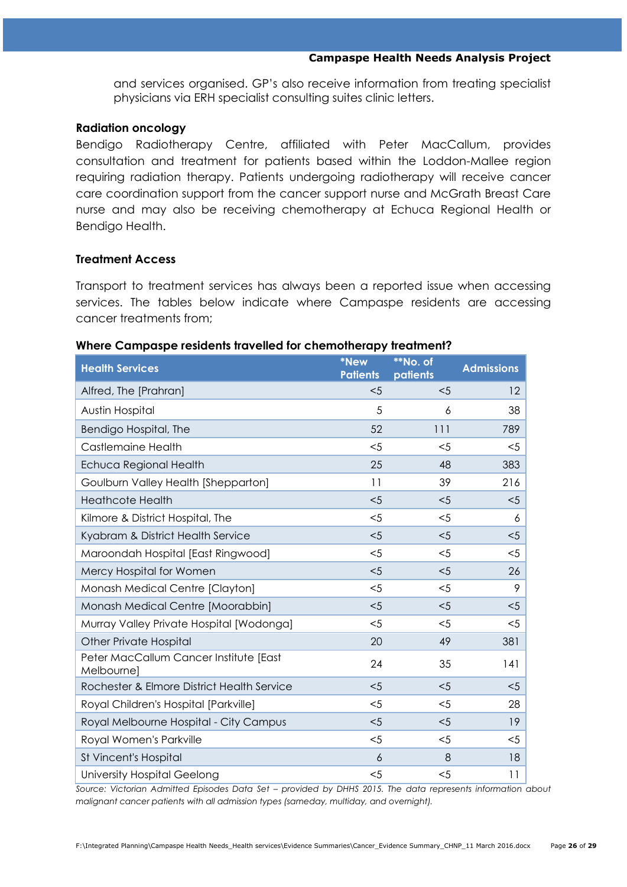and services organised. GP's also receive information from treating specialist physicians via ERH specialist consulting suites clinic letters.

**Radiation oncology**

Bendigo Radiotherapy Centre, affiliated with Peter MacCallum, provides consultation and treatment for patients based within the Loddon-Mallee region requiring radiation therapy. Patients undergoing radiotherapy will receive cancer care coordination support from the cancer support nurse and McGrath Breast Care nurse and may also be receiving chemotherapy at Echuca Regional Health or Bendigo Health.

**Treatment Access**

Transport to treatment services has always been a reported issue when accessing services. The tables below indicate where Campaspe residents are accessing cancer treatments from;

**Where Campaspe residents travelled for chemotherapy treatment?**

| Health Services | *New Patients | **No. of patients | Admissions |
|---|---|---|---|
| Alfred, The [Prahran] | <5 | <5 | 12 |
| Austin Hospital | 5 | 6 | 38 |
| Bendigo Hospital, The | 52 | 111 | 789 |
| Castlemaine Health | <5 | <5 | <5 |
| Echuca Regional Health | 25 | 48 | 383 |
| Goulburn Valley Health [Shepparton] | 11 | 39 | 216 |
| Heathcote Health | <5 | <5 | <5 |
| Kilmore & District Hospital, The | <5 | <5 | 6 |
| Kyabram & District Health Service | <5 | <5 | <5 |
| Maroondah Hospital [East Ringwood] | <5 | <5 | <5 |
| Mercy Hospital for Women | <5 | <5 | 26 |
| Monash Medical Centre [Clayton] | <5 | <5 | 9 |
| Monash Medical Centre [Moorabbin] | <5 | <5 | <5 |
| Murray Valley Private Hospital [Wodonga] | <5 | <5 | <5 |
| Other Private Hospital | 20 | 49 | 381 |
| Peter MacCallum Cancer Institute [East Melbourne] | 24 | 35 | 141 |
| Rochester & Elmore District Health Service | <5 | <5 | <5 |
| Royal Children's Hospital [Parkville] | <5 | <5 | 28 |
| Royal Melbourne Hospital - City Campus | <5 | <5 | 19 |
| Royal Women's Parkville | <5 | <5 | <5 |
| St Vincent's Hospital | 6 | 8 | 18 |
| University Hospital Geelong | <5 | <5 | 11 |

*Source: Victorian Admitted Episodes Data Set – provided by DHHS 2015. The data represents information about malignant cancer patients with all admission types (sameday, multiday, and overnight).*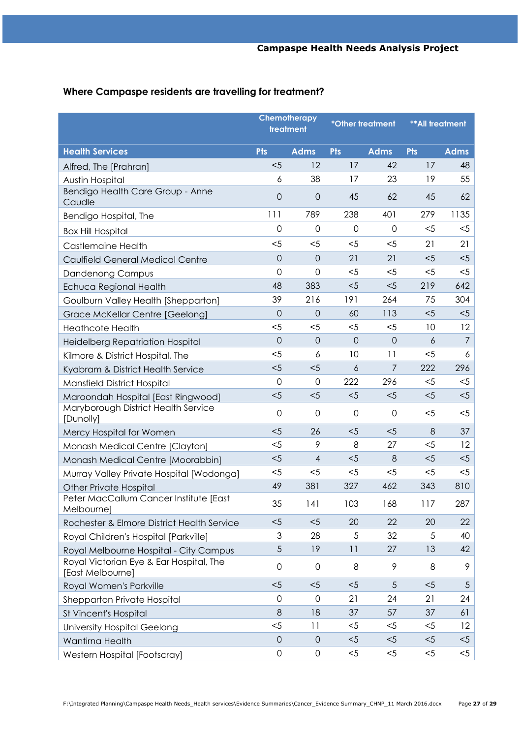### Where Campaspe residents are travelling for treatment?

| | Chemotherapy treatment | | *Other treatment | | **All treatment | |
|---|---|---|---|---|---|---|
| **Health Services** | **Pts** | **Adms** | **Pts** | **Adms** | **Pts** | **Adms** |
| Alfred, The [Prahran] | <5 | 12 | 17 | 42 | 17 | 48 |
| Austin Hospital | 6 | 38 | 17 | 23 | 19 | 55 |
| Bendigo Health Care Group - Anne Caudle | 0 | 0 | 45 | 62 | 45 | 62 |
| Bendigo Hospital, The | 111 | 789 | 238 | 401 | 279 | 1135 |
| Box Hill Hospital | 0 | 0 | 0 | 0 | <5 | <5 |
| Castlemaine Health | <5 | <5 | <5 | <5 | 21 | 21 |
| Caulfield General Medical Centre | 0 | 0 | 21 | 21 | <5 | <5 |
| Dandenong Campus | 0 | 0 | <5 | <5 | <5 | <5 |
| Echuca Regional Health | 48 | 383 | <5 | <5 | 219 | 642 |
| Goulburn Valley Health [Shepparton] | 39 | 216 | 191 | 264 | 75 | 304 |
| Grace McKellar Centre [Geelong] | 0 | 0 | 60 | 113 | <5 | <5 |
| Heathcote Health | <5 | <5 | <5 | <5 | 10 | 12 |
| Heidelberg Repatriation Hospital | 0 | 0 | 0 | 0 | 6 | 7 |
| Kilmore & District Hospital, The | <5 | 6 | 10 | 11 | <5 | 6 |
| Kyabram & District Health Service | <5 | <5 | 6 | 7 | 222 | 296 |
| Mansfield District Hospital | 0 | 0 | 222 | 296 | <5 | <5 |
| Maroondah Hospital [East Ringwood] | <5 | <5 | <5 | <5 | <5 | <5 |
| Maryborough District Health Service [Dunolly] | 0 | 0 | 0 | 0 | <5 | <5 |
| Mercy Hospital for Women | <5 | 26 | <5 | <5 | 8 | 37 |
| Monash Medical Centre [Clayton] | <5 | 9 | 8 | 27 | <5 | 12 |
| Monash Medical Centre [Moorabbin] | <5 | 4 | <5 | 8 | <5 | <5 |
| Murray Valley Private Hospital [Wodonga] | <5 | <5 | <5 | <5 | <5 | <5 |
| Other Private Hospital | 49 | 381 | 327 | 462 | 343 | 810 |
| Peter MacCallum Cancer Institute [East Melbourne] | 35 | 141 | 103 | 168 | 117 | 287 |
| Rochester & Elmore District Health Service | <5 | <5 | 20 | 22 | 20 | 22 |
| Royal Children's Hospital [Parkville] | 3 | 28 | 5 | 32 | 5 | 40 |
| Royal Melbourne Hospital - City Campus | 5 | 19 | 11 | 27 | 13 | 42 |
| Royal Victorian Eye & Ear Hospital, The [East Melbourne] | 0 | 0 | 8 | 9 | 8 | 9 |
| Royal Women's Parkville | <5 | <5 | <5 | 5 | <5 | 5 |
| Shepparton Private Hospital | 0 | 0 | 21 | 24 | 21 | 24 |
| St Vincent's Hospital | 8 | 18 | 37 | 57 | 37 | 61 |
| University Hospital Geelong | <5 | 11 | <5 | <5 | <5 | 12 |
| Wantirna Health | 0 | 0 | <5 | <5 | <5 | <5 |
| Western Hospital [Footscray] | 0 | 0 | <5 | <5 | <5 | <5 |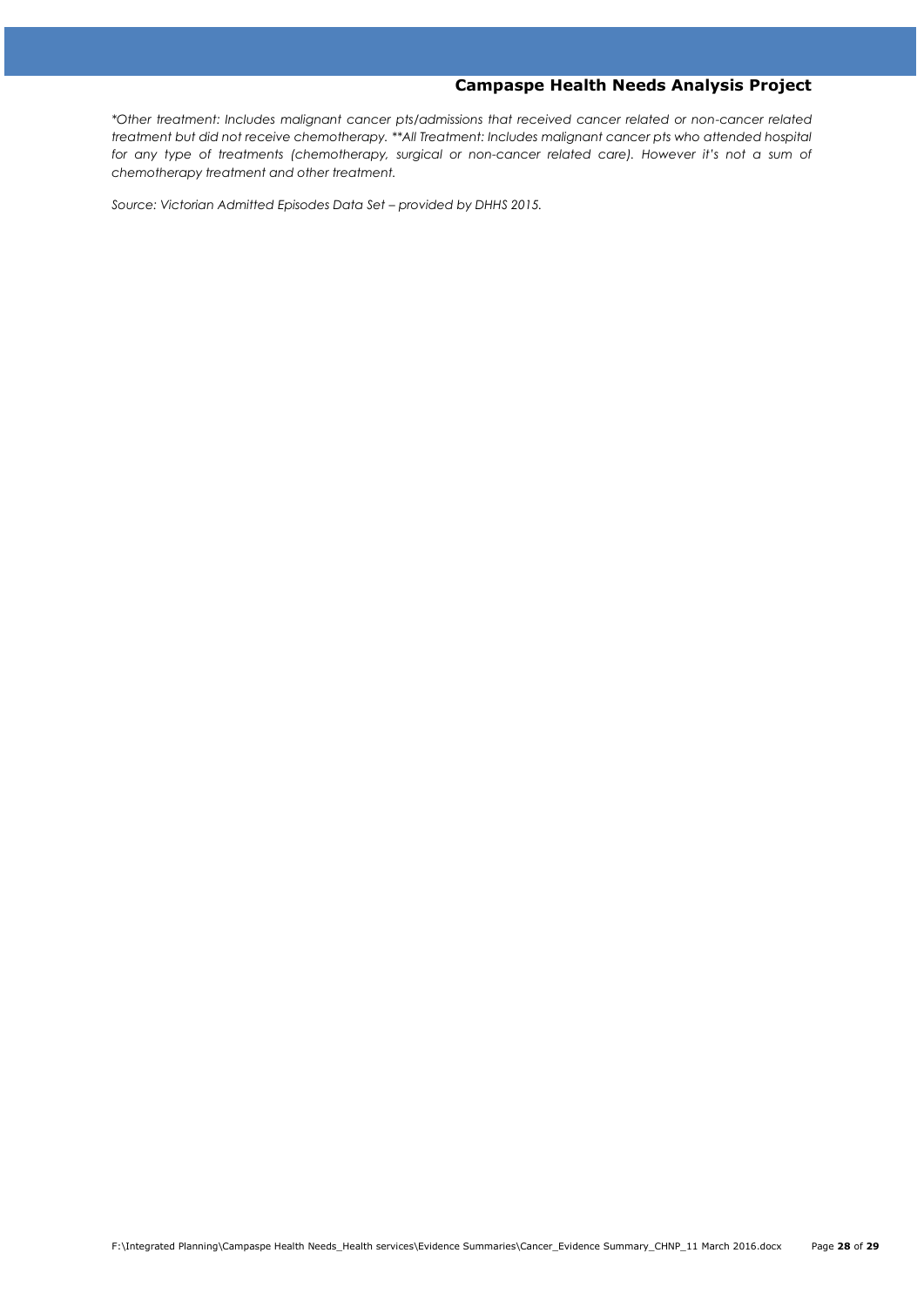*\*Other treatment: Includes malignant cancer pts/admissions that received cancer related or non-cancer related treatment but did not receive chemotherapy. \*\*All Treatment: Includes malignant cancer pts who attended hospital for any type of treatments (chemotherapy, surgical or non-cancer related care). However it's not a sum of chemotherapy treatment and other treatment.*

*Source: Victorian Admitted Episodes Data Set – provided by DHHS 2015.*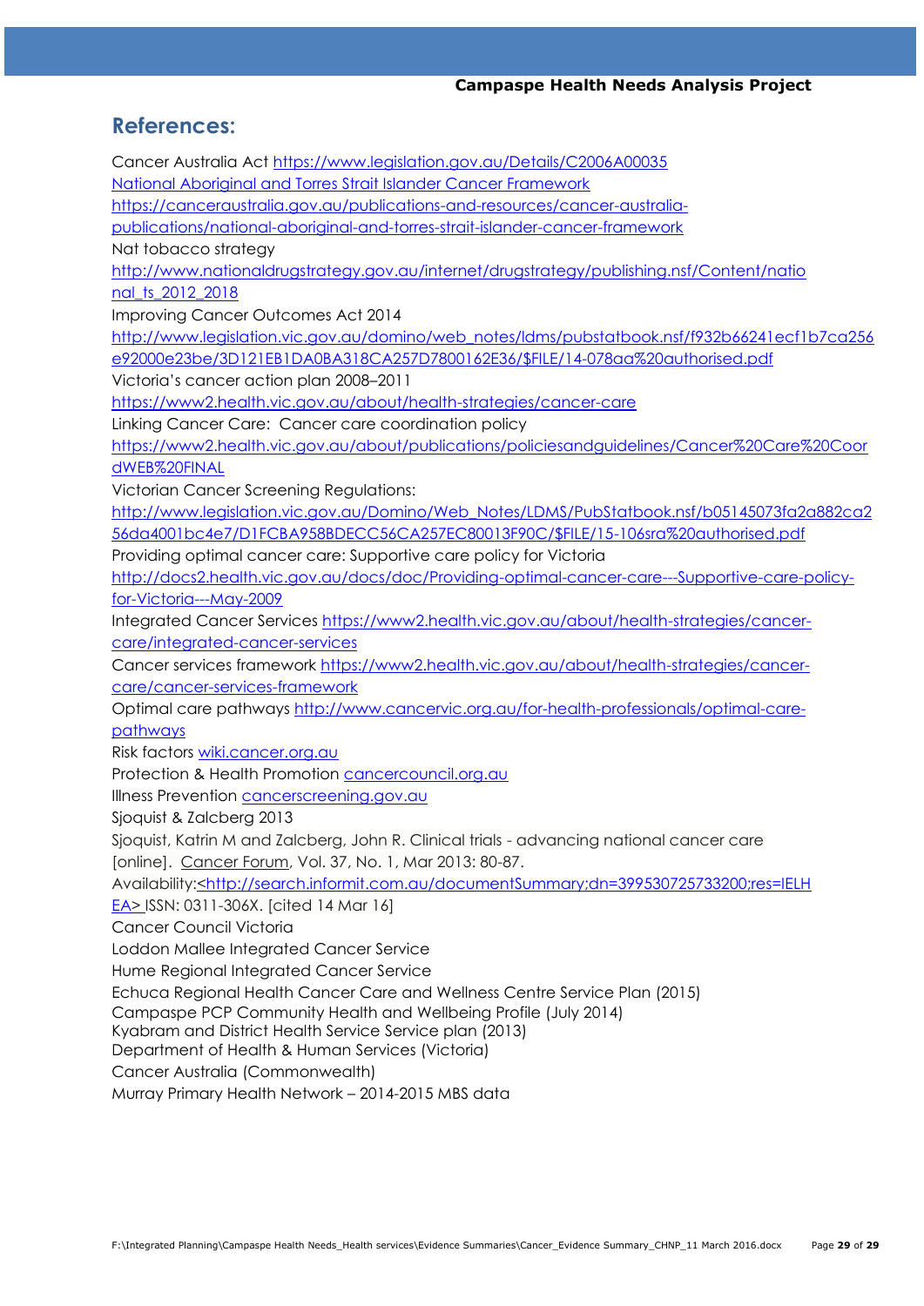## References:

Cancer Australia Act https://www.legislation.gov.au/Details/C2006A00035
National Aboriginal and Torres Strait Islander Cancer Framework
https://canceraustralia.gov.au/publications-and-resources/cancer-australia-publications/national-aboriginal-and-torres-strait-islander-cancer-framework
Nat tobacco strategy
http://www.nationaldrugstrategy.gov.au/internet/drugstrategy/publishing.nsf/Content/national_ts_2012_2018
Improving Cancer Outcomes Act 2014
http://www.legislation.vic.gov.au/domino/web_notes/ldms/pubstatbook.nsf/f932b66241ecf1b7ca256e92000e23be/3D121EB1DA0BA318CA257D7800162E36/$FILE/14-078aa%20authorised.pdf
Victoria's cancer action plan 2008–2011
https://www2.health.vic.gov.au/about/health-strategies/cancer-care
Linking Cancer Care: Cancer care coordination policy
https://www2.health.vic.gov.au/about/publications/policiesandguidelines/Cancer%20Care%20CoordWEB%20FINAL
Victorian Cancer Screening Regulations:
http://www.legislation.vic.gov.au/Domino/Web_Notes/LDMS/PubStatbook.nsf/b05145073fa2a882ca256da4001bc4e7/D1FCBA958BDECC56CA257EC80013F90C/$FILE/15-106sra%20authorised.pdf
Providing optimal cancer care: Supportive care policy for Victoria
http://docs2.health.vic.gov.au/docs/doc/Providing-optimal-cancer-care---Supportive-care-policy-for-Victoria---May-2009
Integrated Cancer Services https://www2.health.vic.gov.au/about/health-strategies/cancer-care/integrated-cancer-services
Cancer services framework https://www2.health.vic.gov.au/about/health-strategies/cancer-care/cancer-services-framework
Optimal care pathways http://www.cancervic.org.au/for-health-professionals/optimal-care-pathways
Risk factors wiki.cancer.org.au
Protection & Health Promotion cancercouncil.org.au
Illness Prevention cancerscreening.gov.au
Sjoquist & Zalcberg 2013
Sjoquist, Katrin M and Zalcberg, John R. Clinical trials - advancing national cancer care [online]. Cancer Forum, Vol. 37, No. 1, Mar 2013: 80-87.
Availability:<http://search.informit.com.au/documentSummary;dn=399530725733200;res=IELHEA> ISSN: 0311-306X. [cited 14 Mar 16]
Cancer Council Victoria
Loddon Mallee Integrated Cancer Service
Hume Regional Integrated Cancer Service
Echuca Regional Health Cancer Care and Wellness Centre Service Plan (2015)
Campaspe PCP Community Health and Wellbeing Profile (July 2014)
Kyabram and District Health Service Service plan (2013)
Department of Health & Human Services (Victoria)
Cancer Australia (Commonwealth)
Murray Primary Health Network – 2014-2015 MBS data